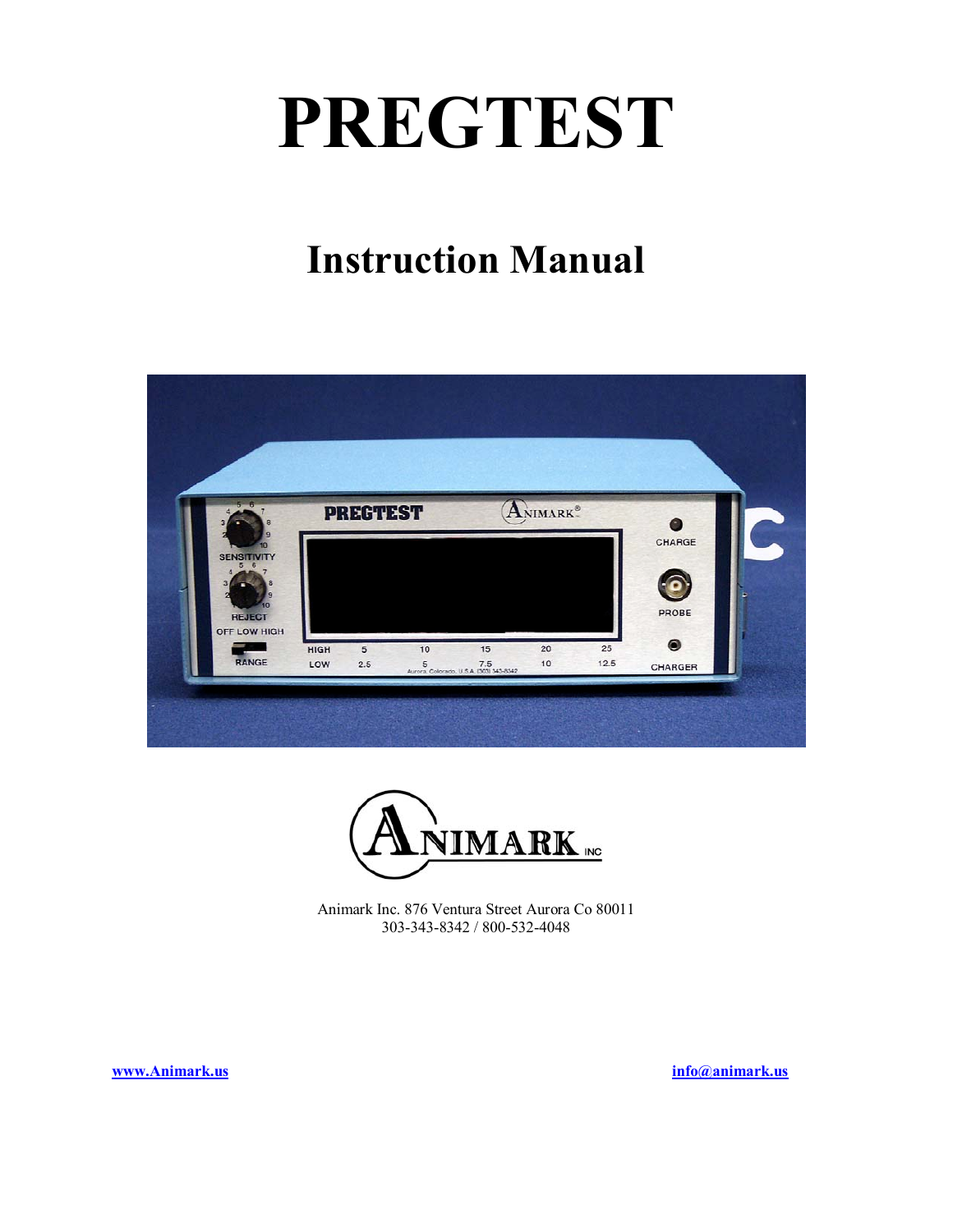# PREGTEST

## Instruction Manual

Animark Inc. 876 Ventura Street Aurora Co 80011
303-343-8342 / 800-532-4048

www.Animark.us

info@animark.us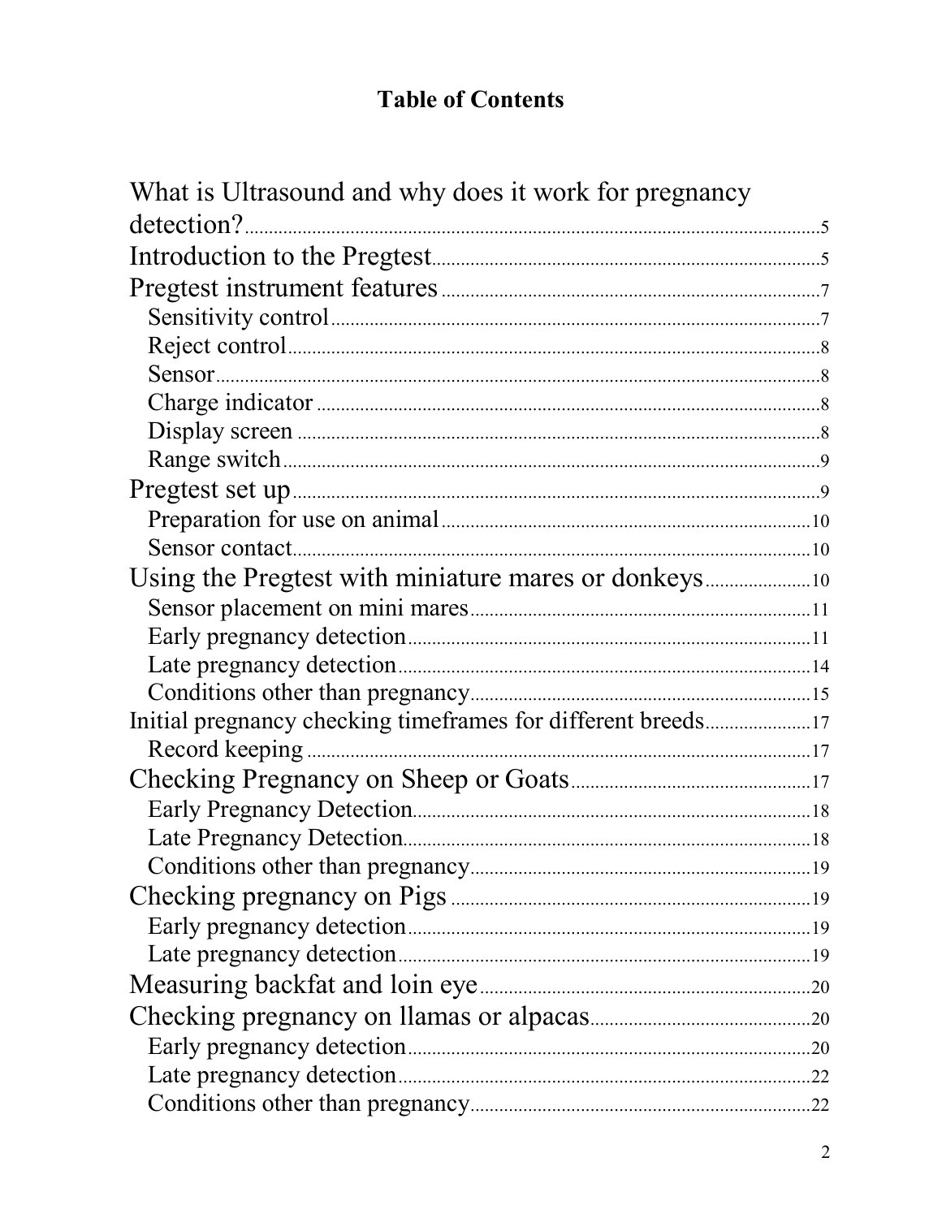# Table of Contents

What is Ultrasound and why does it work for pregnancy detection? ..... 5
Introduction to the Pregtest ..... 5
Pregtest instrument features ..... 7
- Sensitivity control ..... 7
- Reject control ..... 8
- Sensor ..... 8
- Charge indicator ..... 8
- Display screen ..... 8
- Range switch ..... 9

Pregtest set up ..... 9
- Preparation for use on animal ..... 10
- Sensor contact ..... 10

Using the Pregtest with miniature mares or donkeys ..... 10
- Sensor placement on mini mares ..... 11
- Early pregnancy detection ..... 11
- Late pregnancy detection ..... 14
- Conditions other than pregnancy ..... 15

Initial pregnancy checking timeframes for different breeds ..... 17
- Record keeping ..... 17

Checking Pregnancy on Sheep or Goats ..... 17
- Early Pregnancy Detection ..... 18
- Late Pregnancy Detection ..... 18
- Conditions other than pregnancy ..... 19

Checking pregnancy on Pigs ..... 19
- Early pregnancy detection ..... 19
- Late pregnancy detection ..... 19

Measuring backfat and loin eye ..... 20
Checking pregnancy on llamas or alpacas ..... 20
- Early pregnancy detection ..... 20
- Late pregnancy detection ..... 22
- Conditions other than pregnancy ..... 22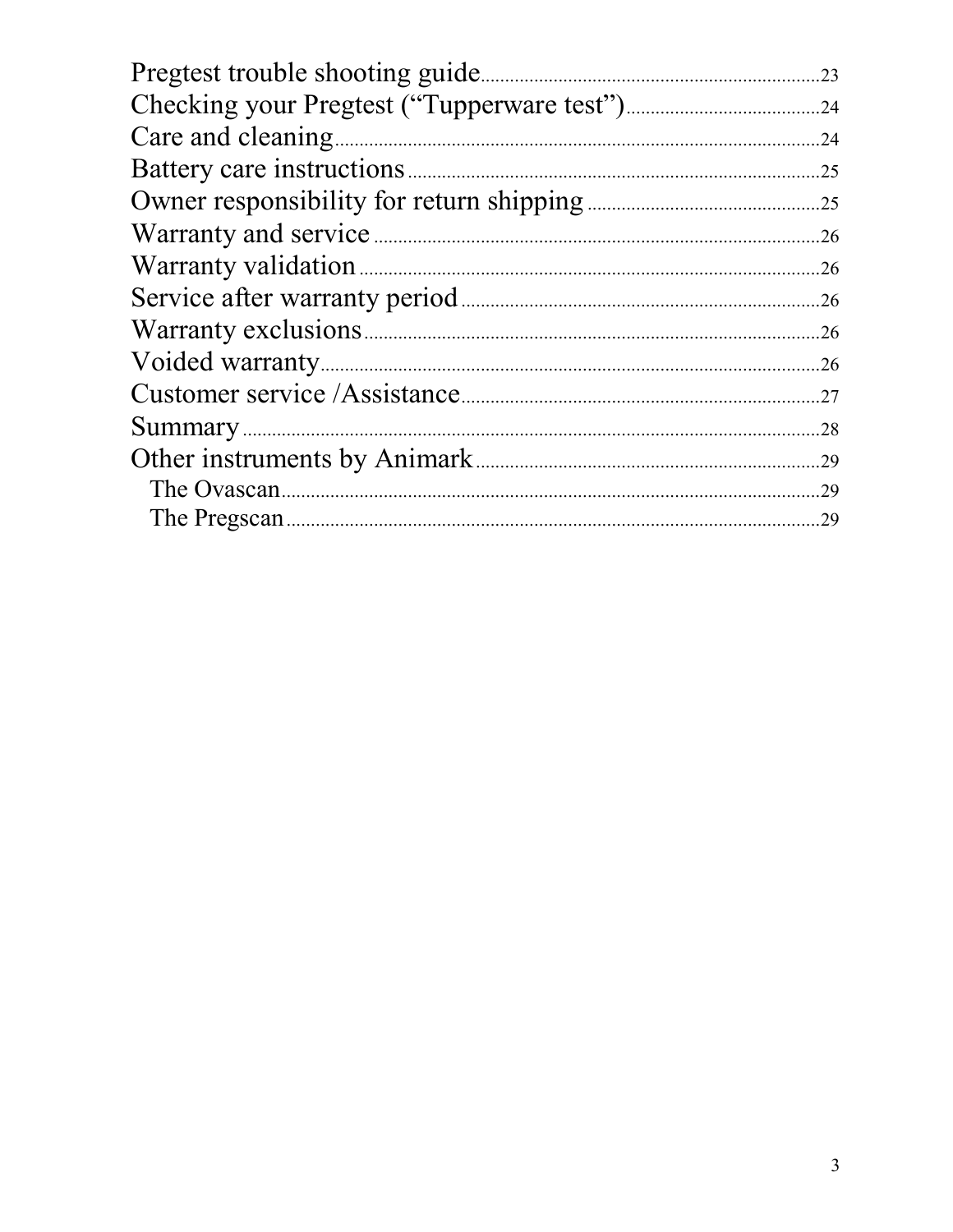Pregtest trouble shooting guide .......... 23
Checking your Pregtest ("Tupperware test") .......... 24
Care and cleaning .......... 24
Battery care instructions .......... 25
Owner responsibility for return shipping .......... 25
Warranty and service .......... 26
Warranty validation .......... 26
Service after warranty period .......... 26
Warranty exclusions .......... 26
Voided warranty .......... 26
Customer service /Assistance .......... 27
Summary .......... 28
Other instruments by Animark .......... 29
- The Ovascan .......... 29
- The Pregscan .......... 29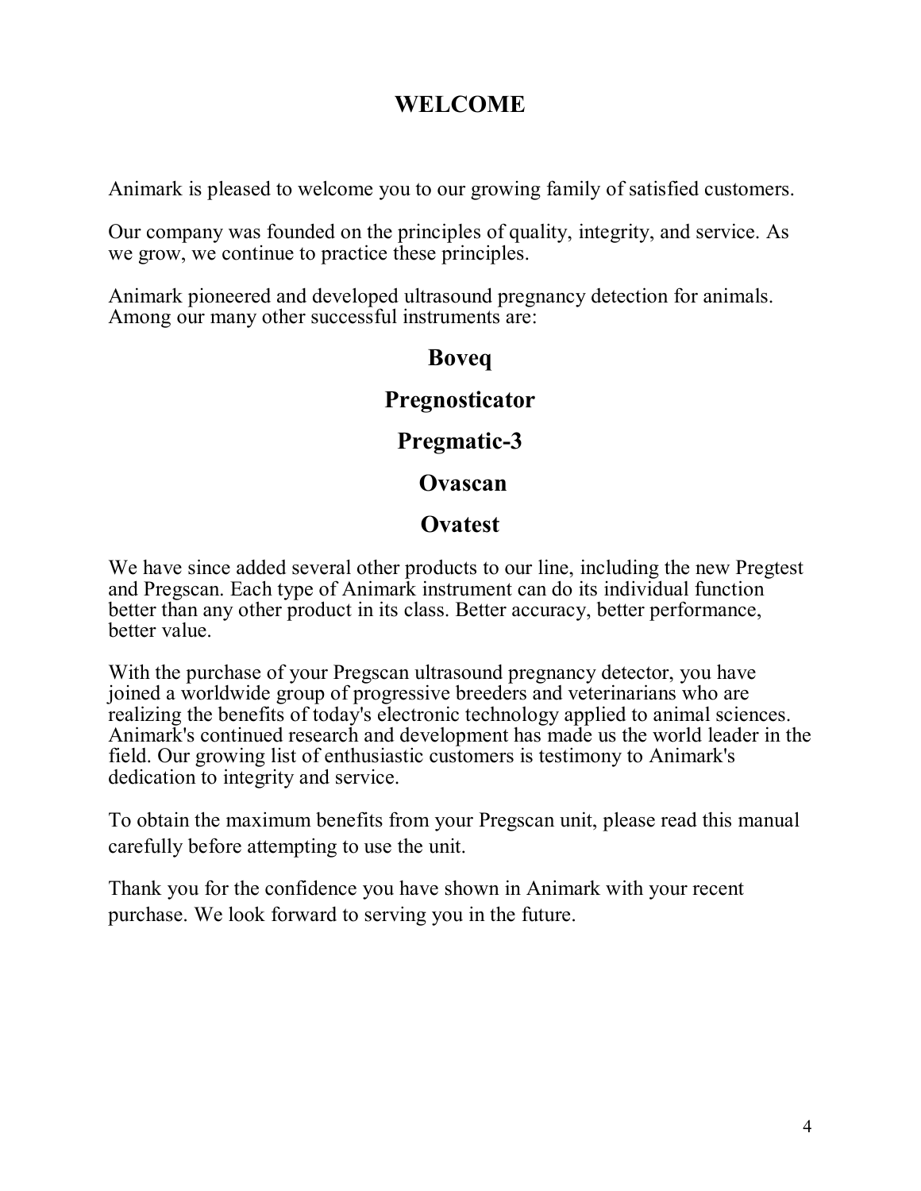# WELCOME

Animark is pleased to welcome you to our growing family of satisfied customers.

Our company was founded on the principles of quality, integrity, and service. As we grow, we continue to practice these principles.

Animark pioneered and developed ultrasound pregnancy detection for animals. Among our many other successful instruments are:

**Boveq**

**Pregnosticator**

**Pregmatic-3**

**Ovascan**

**Ovatest**

We have since added several other products to our line, including the new Pregtest and Pregscan. Each type of Animark instrument can do its individual function better than any other product in its class. Better accuracy, better performance, better value.

With the purchase of your Pregscan ultrasound pregnancy detector, you have joined a worldwide group of progressive breeders and veterinarians who are realizing the benefits of today's electronic technology applied to animal sciences. Animark's continued research and development has made us the world leader in the field. Our growing list of enthusiastic customers is testimony to Animark's dedication to integrity and service.

To obtain the maximum benefits from your Pregscan unit, please read this manual carefully before attempting to use the unit.

Thank you for the confidence you have shown in Animark with your recent purchase. We look forward to serving you in the future.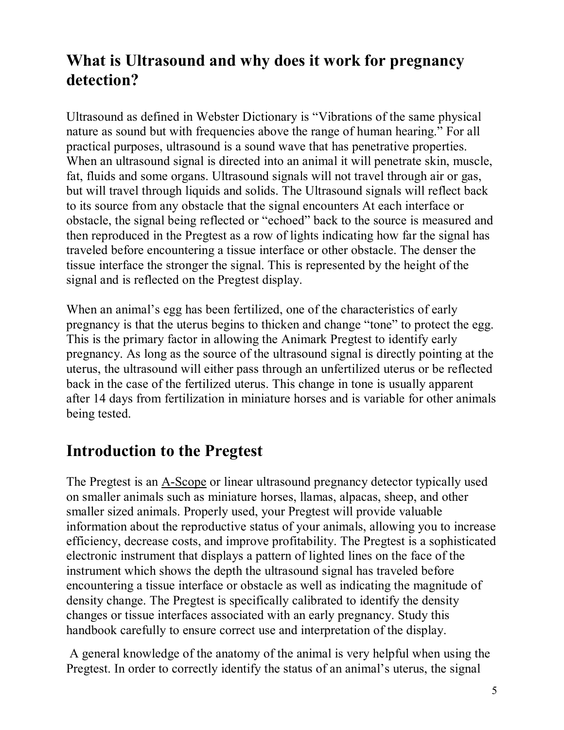## What is Ultrasound and why does it work for pregnancy detection?

Ultrasound as defined in Webster Dictionary is "Vibrations of the same physical nature as sound but with frequencies above the range of human hearing." For all practical purposes, ultrasound is a sound wave that has penetrative properties. When an ultrasound signal is directed into an animal it will penetrate skin, muscle, fat, fluids and some organs. Ultrasound signals will not travel through air or gas, but will travel through liquids and solids. The Ultrasound signals will reflect back to its source from any obstacle that the signal encounters At each interface or obstacle, the signal being reflected or "echoed" back to the source is measured and then reproduced in the Pregtest as a row of lights indicating how far the signal has traveled before encountering a tissue interface or other obstacle. The denser the tissue interface the stronger the signal. This is represented by the height of the signal and is reflected on the Pregtest display.

When an animal's egg has been fertilized, one of the characteristics of early pregnancy is that the uterus begins to thicken and change "tone" to protect the egg. This is the primary factor in allowing the Animark Pregtest to identify early pregnancy. As long as the source of the ultrasound signal is directly pointing at the uterus, the ultrasound will either pass through an unfertilized uterus or be reflected back in the case of the fertilized uterus. This change in tone is usually apparent after 14 days from fertilization in miniature horses and is variable for other animals being tested.

## Introduction to the Pregtest

The Pregtest is an A-Scope or linear ultrasound pregnancy detector typically used on smaller animals such as miniature horses, llamas, alpacas, sheep, and other smaller sized animals. Properly used, your Pregtest will provide valuable information about the reproductive status of your animals, allowing you to increase efficiency, decrease costs, and improve profitability. The Pregtest is a sophisticated electronic instrument that displays a pattern of lighted lines on the face of the instrument which shows the depth the ultrasound signal has traveled before encountering a tissue interface or obstacle as well as indicating the magnitude of density change. The Pregtest is specifically calibrated to identify the density changes or tissue interfaces associated with an early pregnancy. Study this handbook carefully to ensure correct use and interpretation of the display.

A general knowledge of the anatomy of the animal is very helpful when using the Pregtest. In order to correctly identify the status of an animal's uterus, the signal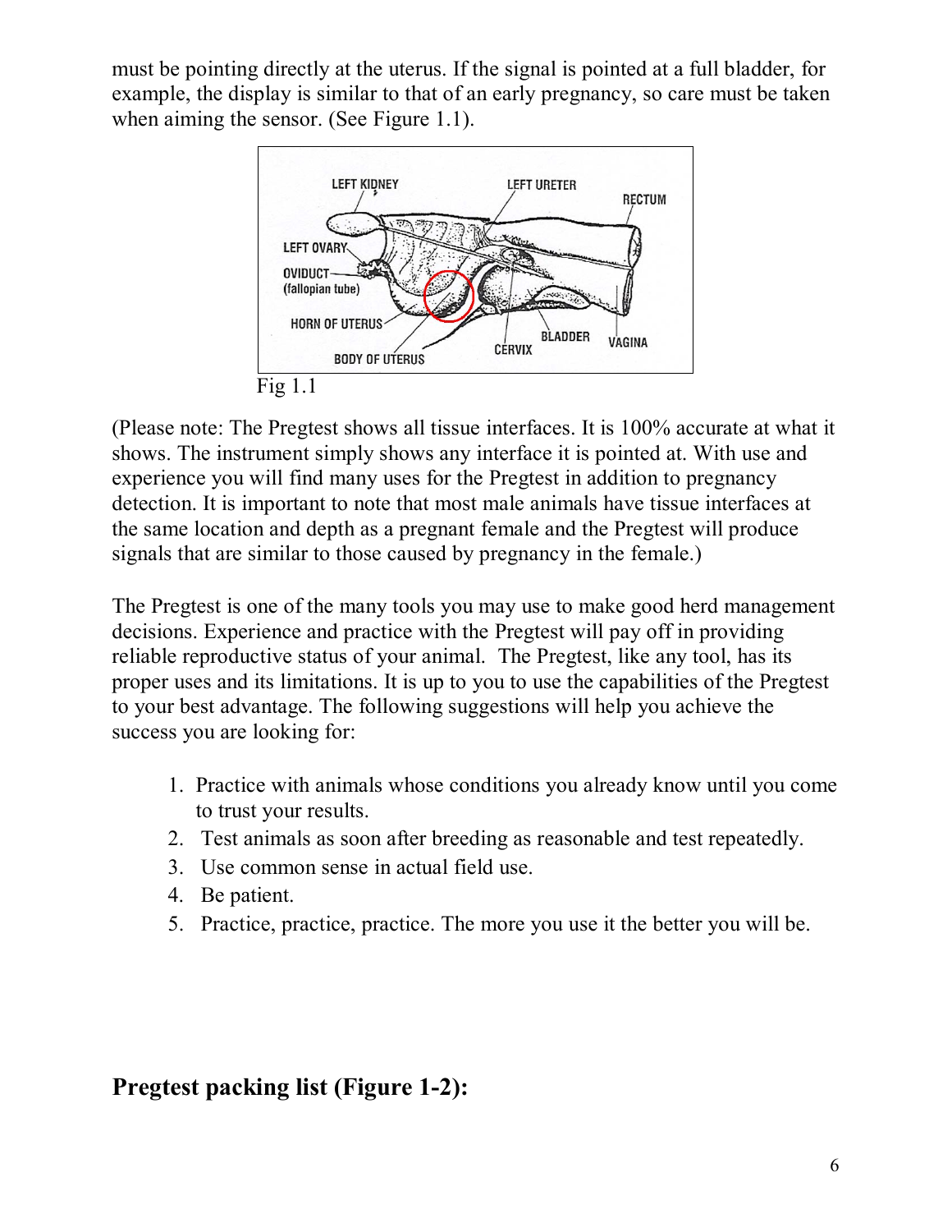must be pointing directly at the uterus. If the signal is pointed at a full bladder, for example, the display is similar to that of an early pregnancy, so care must be taken when aiming the sensor. (See Figure 1.1).

Fig 1.1

(Please note: The Pregtest shows all tissue interfaces. It is 100% accurate at what it shows. The instrument simply shows any interface it is pointed at. With use and experience you will find many uses for the Pregtest in addition to pregnancy detection. It is important to note that most male animals have tissue interfaces at the same location and depth as a pregnant female and the Pregtest will produce signals that are similar to those caused by pregnancy in the female.)

The Pregtest is one of the many tools you may use to make good herd management decisions. Experience and practice with the Pregtest will pay off in providing reliable reproductive status of your animal. The Pregtest, like any tool, has its proper uses and its limitations. It is up to you to use the capabilities of the Pregtest to your best advantage. The following suggestions will help you achieve the success you are looking for:

1. Practice with animals whose conditions you already know until you come to trust your results.
2. Test animals as soon after breeding as reasonable and test repeatedly.
3. Use common sense in actual field use.
4. Be patient.
5. Practice, practice, practice. The more you use it the better you will be.

## Pregtest packing list (Figure 1-2):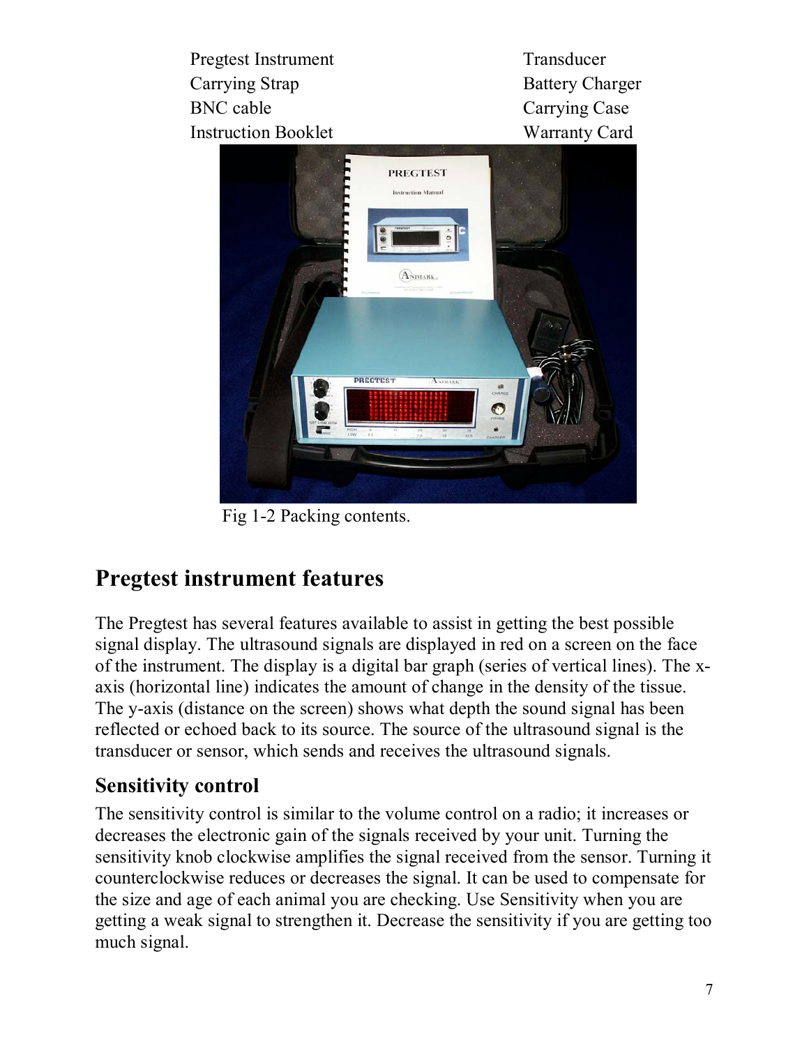| Pregtest Instrument | Transducer |
|---|---|
| Carrying Strap | Battery Charger |
| BNC cable | Carrying Case |
| Instruction Booklet | Warranty Card |

Fig 1-2 Packing contents.

## Pregtest instrument features

The Pregtest has several features available to assist in getting the best possible signal display. The ultrasound signals are displayed in red on a screen on the face of the instrument. The display is a digital bar graph (series of vertical lines). The x-axis (horizontal line) indicates the amount of change in the density of the tissue. The y-axis (distance on the screen) shows what depth the sound signal has been reflected or echoed back to its source. The source of the ultrasound signal is the transducer or sensor, which sends and receives the ultrasound signals.

### Sensitivity control

The sensitivity control is similar to the volume control on a radio; it increases or decreases the electronic gain of the signals received by your unit. Turning the sensitivity knob clockwise amplifies the signal received from the sensor. Turning it counterclockwise reduces or decreases the signal. It can be used to compensate for the size and age of each animal you are checking. Use Sensitivity when you are getting a weak signal to strengthen it. Decrease the sensitivity if you are getting too much signal.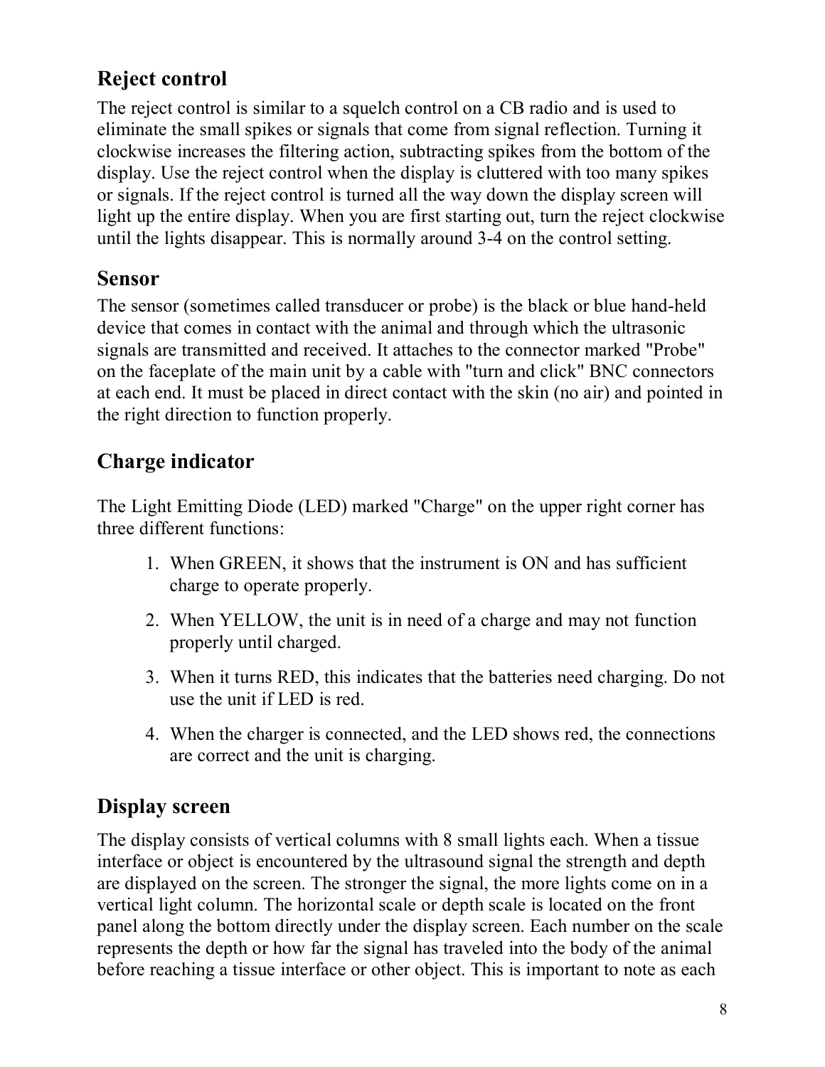## Reject control

The reject control is similar to a squelch control on a CB radio and is used to eliminate the small spikes or signals that come from signal reflection. Turning it clockwise increases the filtering action, subtracting spikes from the bottom of the display. Use the reject control when the display is cluttered with too many spikes or signals. If the reject control is turned all the way down the display screen will light up the entire display. When you are first starting out, turn the reject clockwise until the lights disappear. This is normally around 3-4 on the control setting.

## Sensor

The sensor (sometimes called transducer or probe) is the black or blue hand-held device that comes in contact with the animal and through which the ultrasonic signals are transmitted and received. It attaches to the connector marked "Probe" on the faceplate of the main unit by a cable with "turn and click" BNC connectors at each end. It must be placed in direct contact with the skin (no air) and pointed in the right direction to function properly.

## Charge indicator

The Light Emitting Diode (LED) marked "Charge" on the upper right corner has three different functions:

1. When GREEN, it shows that the instrument is ON and has sufficient charge to operate properly.
2. When YELLOW, the unit is in need of a charge and may not function properly until charged.
3. When it turns RED, this indicates that the batteries need charging. Do not use the unit if LED is red.
4. When the charger is connected, and the LED shows red, the connections are correct and the unit is charging.

## Display screen

The display consists of vertical columns with 8 small lights each. When a tissue interface or object is encountered by the ultrasound signal the strength and depth are displayed on the screen. The stronger the signal, the more lights come on in a vertical light column. The horizontal scale or depth scale is located on the front panel along the bottom directly under the display screen. Each number on the scale represents the depth or how far the signal has traveled into the body of the animal before reaching a tissue interface or other object. This is important to note as each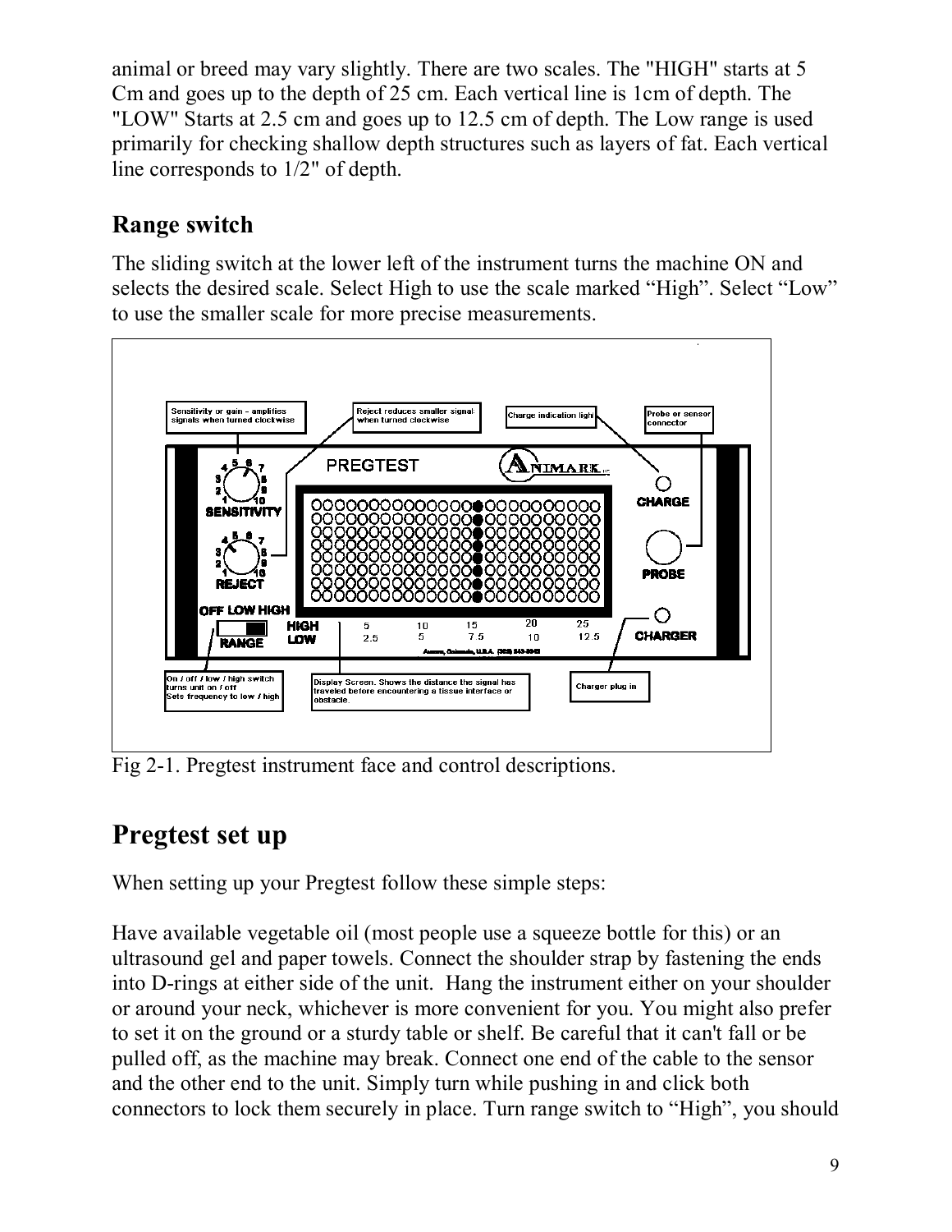animal or breed may vary slightly. There are two scales. The "HIGH" starts at 5 Cm and goes up to the depth of 25 cm. Each vertical line is 1cm of depth. The "LOW" Starts at 2.5 cm and goes up to 12.5 cm of depth. The Low range is used primarily for checking shallow depth structures such as layers of fat. Each vertical line corresponds to 1/2" of depth.

## Range switch

The sliding switch at the lower left of the instrument turns the machine ON and selects the desired scale. Select High to use the scale marked "High". Select "Low" to use the smaller scale for more precise measurements.

Fig 2-1. Pregtest instrument face and control descriptions.

# Pregtest set up

When setting up your Pregtest follow these simple steps:

Have available vegetable oil (most people use a squeeze bottle for this) or an ultrasound gel and paper towels. Connect the shoulder strap by fastening the ends into D-rings at either side of the unit. Hang the instrument either on your shoulder or around your neck, whichever is more convenient for you. You might also prefer to set it on the ground or a sturdy table or shelf. Be careful that it can't fall or be pulled off, as the machine may break. Connect one end of the cable to the sensor and the other end to the unit. Simply turn while pushing in and click both connectors to lock them securely in place. Turn range switch to "High", you should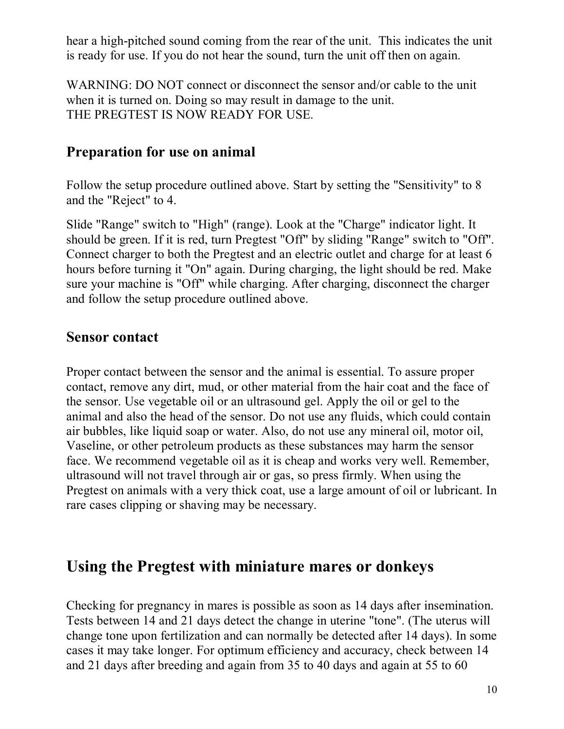hear a high-pitched sound coming from the rear of the unit. This indicates the unit is ready for use. If you do not hear the sound, turn the unit off then on again.

WARNING: DO NOT connect or disconnect the sensor and/or cable to the unit when it is turned on. Doing so may result in damage to the unit.
THE PREGTEST IS NOW READY FOR USE.

### Preparation for use on animal

Follow the setup procedure outlined above. Start by setting the "Sensitivity" to 8 and the "Reject" to 4.

Slide "Range" switch to "High" (range). Look at the "Charge" indicator light. It should be green. If it is red, turn Pregtest "Off" by sliding "Range" switch to "Off". Connect charger to both the Pregtest and an electric outlet and charge for at least 6 hours before turning it "On" again. During charging, the light should be red. Make sure your machine is "Off" while charging. After charging, disconnect the charger and follow the setup procedure outlined above.

### Sensor contact

Proper contact between the sensor and the animal is essential. To assure proper contact, remove any dirt, mud, or other material from the hair coat and the face of the sensor. Use vegetable oil or an ultrasound gel. Apply the oil or gel to the animal and also the head of the sensor. Do not use any fluids, which could contain air bubbles, like liquid soap or water. Also, do not use any mineral oil, motor oil, Vaseline, or other petroleum products as these substances may harm the sensor face. We recommend vegetable oil as it is cheap and works very well. Remember, ultrasound will not travel through air or gas, so press firmly. When using the Pregtest on animals with a very thick coat, use a large amount of oil or lubricant. In rare cases clipping or shaving may be necessary.

## Using the Pregtest with miniature mares or donkeys

Checking for pregnancy in mares is possible as soon as 14 days after insemination. Tests between 14 and 21 days detect the change in uterine "tone". (The uterus will change tone upon fertilization and can normally be detected after 14 days). In some cases it may take longer. For optimum efficiency and accuracy, check between 14 and 21 days after breeding and again from 35 to 40 days and again at 55 to 60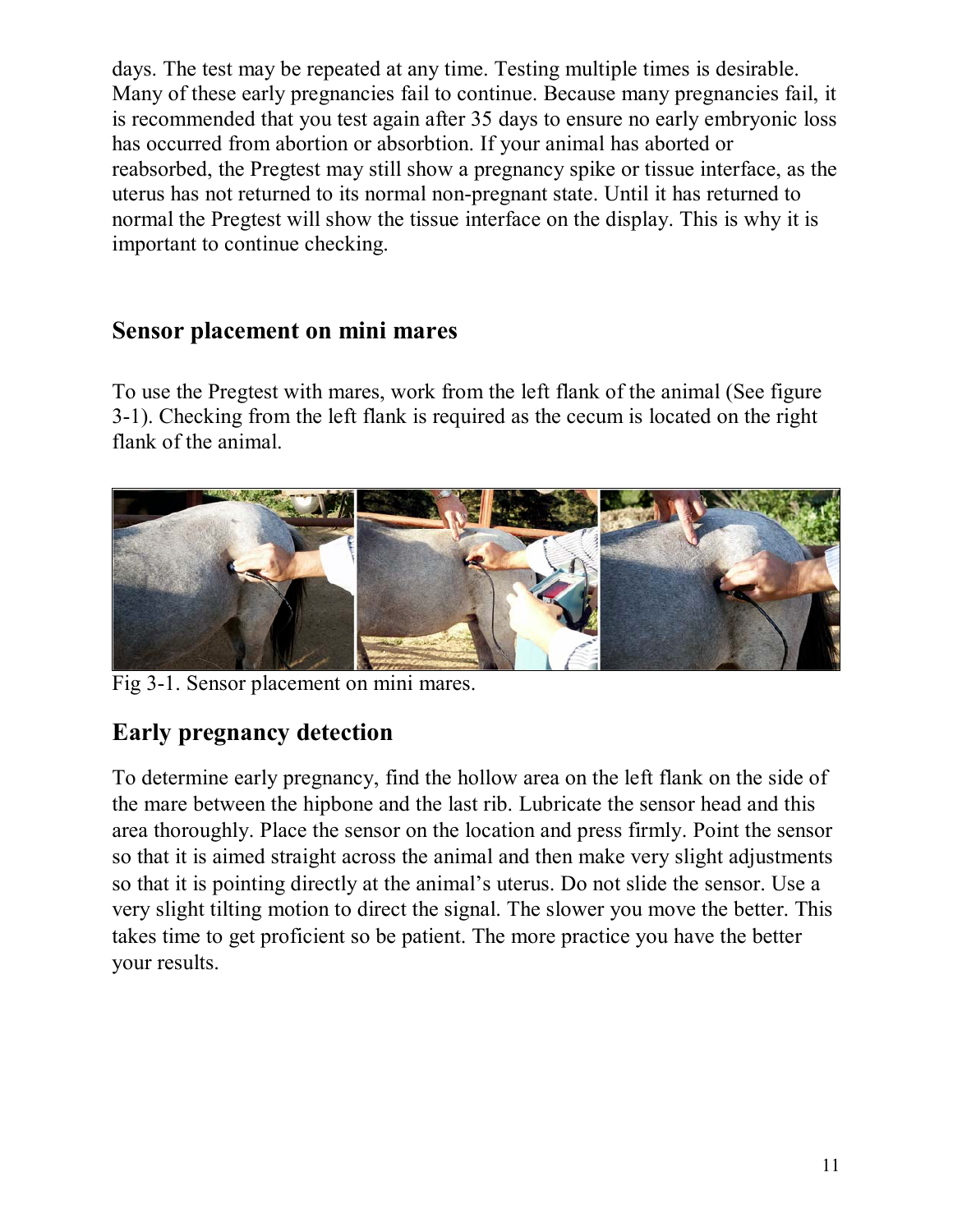days. The test may be repeated at any time. Testing multiple times is desirable. Many of these early pregnancies fail to continue. Because many pregnancies fail, it is recommended that you test again after 35 days to ensure no early embryonic loss has occurred from abortion or absorbtion. If your animal has aborted or reabsorbed, the Pregtest may still show a pregnancy spike or tissue interface, as the uterus has not returned to its normal non-pregnant state. Until it has returned to normal the Pregtest will show the tissue interface on the display. This is why it is important to continue checking.

### Sensor placement on mini mares

To use the Pregtest with mares, work from the left flank of the animal (See figure 3-1). Checking from the left flank is required as the cecum is located on the right flank of the animal.

Fig 3-1. Sensor placement on mini mares.

## Early pregnancy detection

To determine early pregnancy, find the hollow area on the left flank on the side of the mare between the hipbone and the last rib. Lubricate the sensor head and this area thoroughly. Place the sensor on the location and press firmly. Point the sensor so that it is aimed straight across the animal and then make very slight adjustments so that it is pointing directly at the animal's uterus. Do not slide the sensor. Use a very slight tilting motion to direct the signal. The slower you move the better. This takes time to get proficient so be patient. The more practice you have the better your results.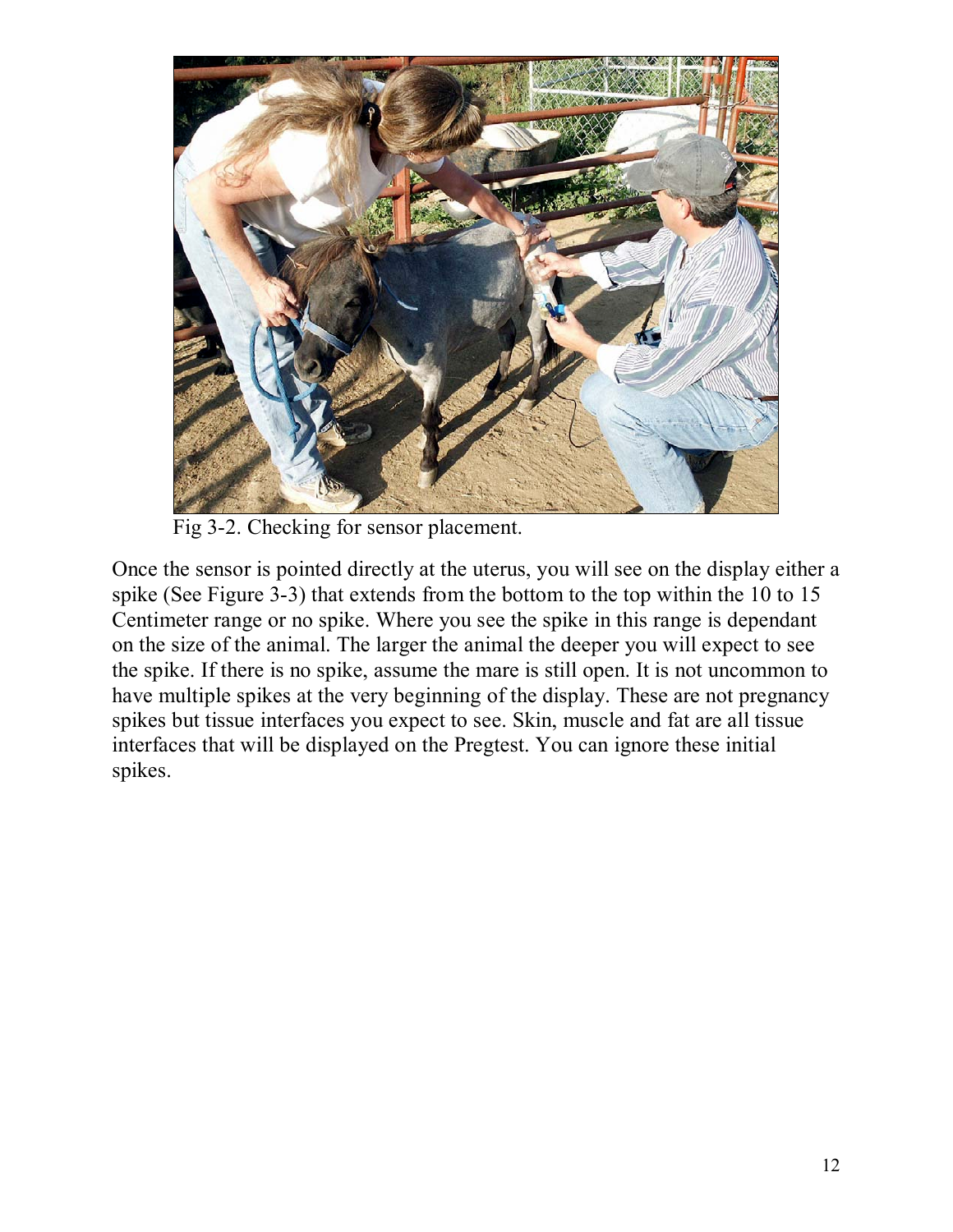Fig 3-2. Checking for sensor placement.

Once the sensor is pointed directly at the uterus, you will see on the display either a spike (See Figure 3-3) that extends from the bottom to the top within the 10 to 15 Centimeter range or no spike. Where you see the spike in this range is dependant on the size of the animal. The larger the animal the deeper you will expect to see the spike. If there is no spike, assume the mare is still open. It is not uncommon to have multiple spikes at the very beginning of the display. These are not pregnancy spikes but tissue interfaces you expect to see. Skin, muscle and fat are all tissue interfaces that will be displayed on the Pregtest. You can ignore these initial spikes.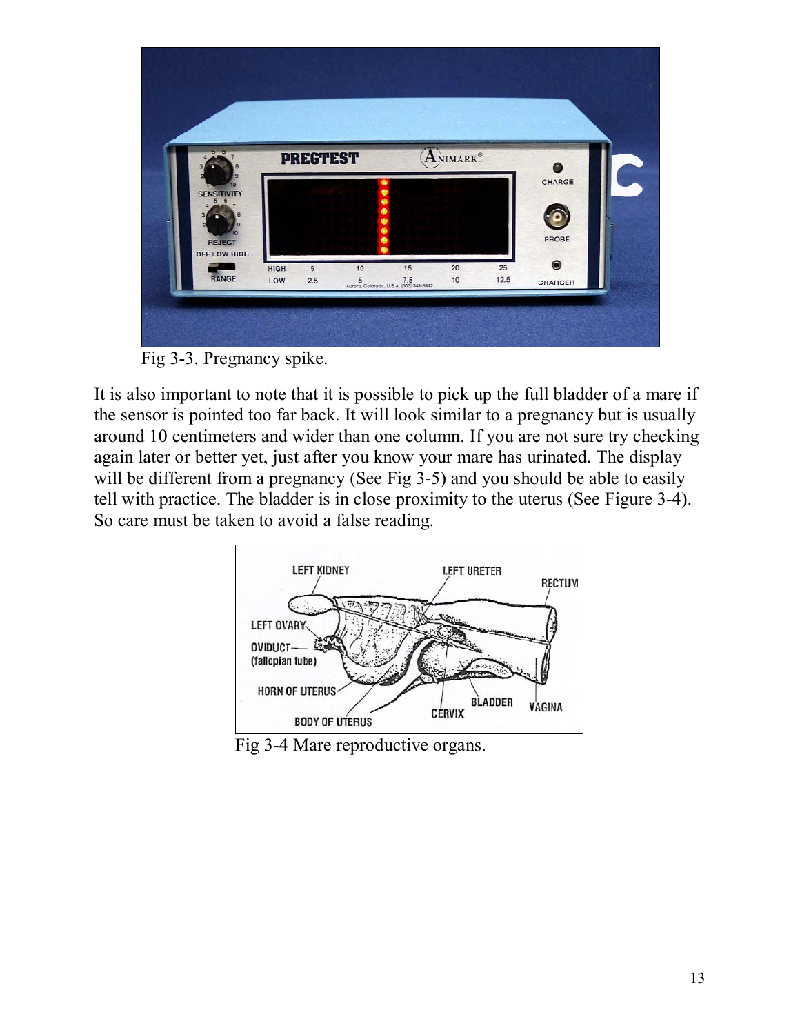Fig 3-3. Pregnancy spike.

It is also important to note that it is possible to pick up the full bladder of a mare if the sensor is pointed too far back. It will look similar to a pregnancy but is usually around 10 centimeters and wider than one column. If you are not sure try checking again later or better yet, just after you know your mare has urinated. The display will be different from a pregnancy (See Fig 3-5) and you should be able to easily tell with practice. The bladder is in close proximity to the uterus (See Figure 3-4). So care must be taken to avoid a false reading.

Fig 3-4 Mare reproductive organs.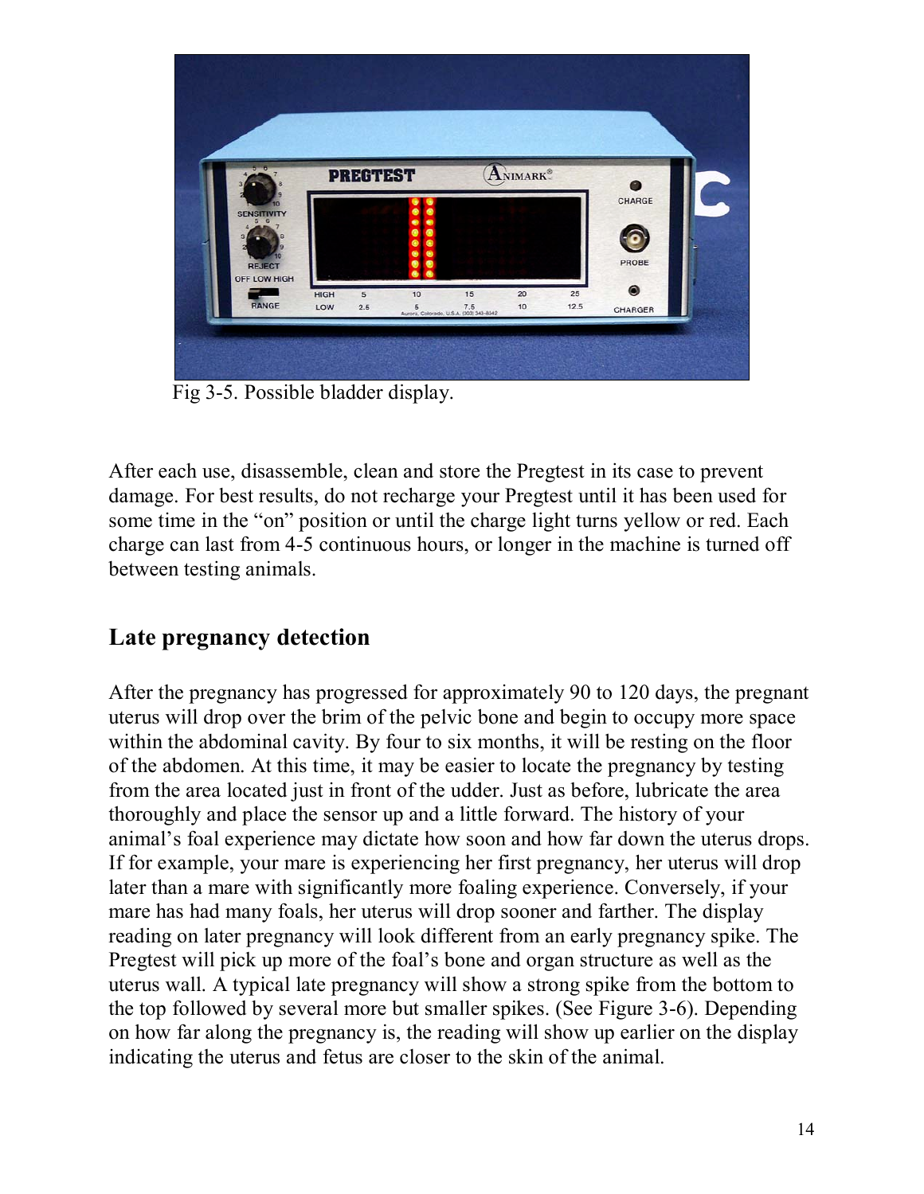Fig 3-5. Possible bladder display.

After each use, disassemble, clean and store the Pregtest in its case to prevent damage. For best results, do not recharge your Pregtest until it has been used for some time in the "on" position or until the charge light turns yellow or red. Each charge can last from 4-5 continuous hours, or longer in the machine is turned off between testing animals.

## Late pregnancy detection

After the pregnancy has progressed for approximately 90 to 120 days, the pregnant uterus will drop over the brim of the pelvic bone and begin to occupy more space within the abdominal cavity. By four to six months, it will be resting on the floor of the abdomen. At this time, it may be easier to locate the pregnancy by testing from the area located just in front of the udder. Just as before, lubricate the area thoroughly and place the sensor up and a little forward. The history of your animal's foal experience may dictate how soon and how far down the uterus drops. If for example, your mare is experiencing her first pregnancy, her uterus will drop later than a mare with significantly more foaling experience. Conversely, if your mare has had many foals, her uterus will drop sooner and farther. The display reading on later pregnancy will look different from an early pregnancy spike. The Pregtest will pick up more of the foal's bone and organ structure as well as the uterus wall. A typical late pregnancy will show a strong spike from the bottom to the top followed by several more but smaller spikes. (See Figure 3-6). Depending on how far along the pregnancy is, the reading will show up earlier on the display indicating the uterus and fetus are closer to the skin of the animal.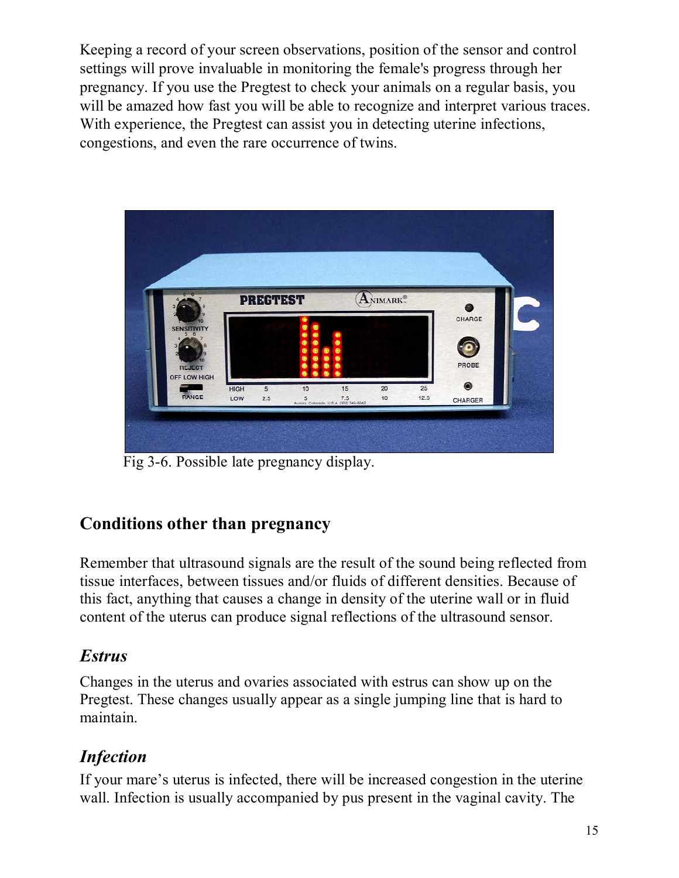Keeping a record of your screen observations, position of the sensor and control settings will prove invaluable in monitoring the female's progress through her pregnancy. If you use the Pregtest to check your animals on a regular basis, you will be amazed how fast you will be able to recognize and interpret various traces. With experience, the Pregtest can assist you in detecting uterine infections, congestions, and even the rare occurrence of twins.

Fig 3-6. Possible late pregnancy display.

## Conditions other than pregnancy

Remember that ultrasound signals are the result of the sound being reflected from tissue interfaces, between tissues and/or fluids of different densities. Because of this fact, anything that causes a change in density of the uterine wall or in fluid content of the uterus can produce signal reflections of the ultrasound sensor.

### *Estrus*

Changes in the uterus and ovaries associated with estrus can show up on the Pregtest. These changes usually appear as a single jumping line that is hard to maintain.

### *Infection*

If your mare's uterus is infected, there will be increased congestion in the uterine wall. Infection is usually accompanied by pus present in the vaginal cavity. The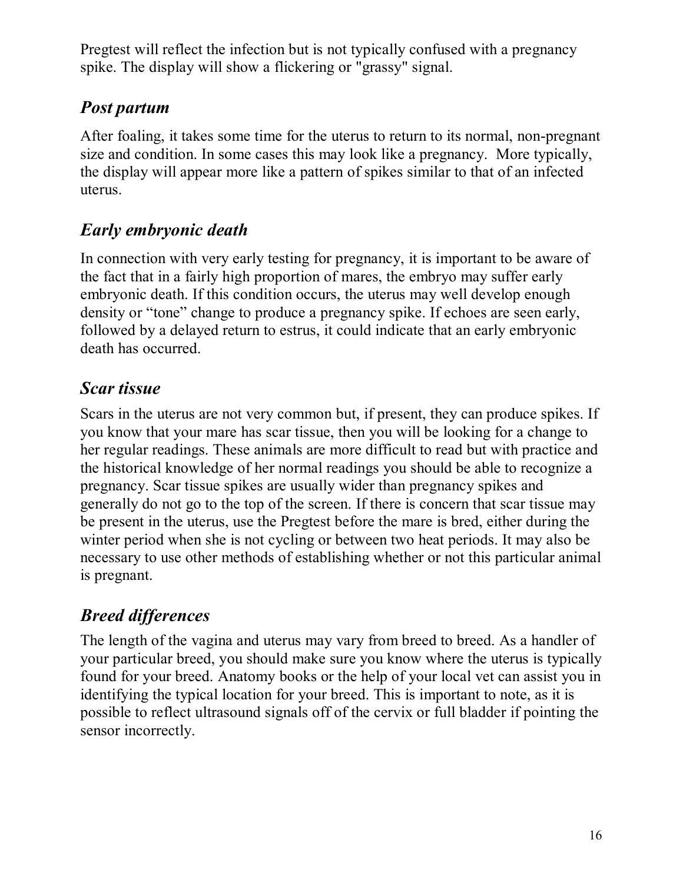Pregtest will reflect the infection but is not typically confused with a pregnancy spike. The display will show a flickering or "grassy" signal.

## *Post partum*

After foaling, it takes some time for the uterus to return to its normal, non-pregnant size and condition. In some cases this may look like a pregnancy. More typically, the display will appear more like a pattern of spikes similar to that of an infected uterus.

## *Early embryonic death*

In connection with very early testing for pregnancy, it is important to be aware of the fact that in a fairly high proportion of mares, the embryo may suffer early embryonic death. If this condition occurs, the uterus may well develop enough density or “tone” change to produce a pregnancy spike. If echoes are seen early, followed by a delayed return to estrus, it could indicate that an early embryonic death has occurred.

## *Scar tissue*

Scars in the uterus are not very common but, if present, they can produce spikes. If you know that your mare has scar tissue, then you will be looking for a change to her regular readings. These animals are more difficult to read but with practice and the historical knowledge of her normal readings you should be able to recognize a pregnancy. Scar tissue spikes are usually wider than pregnancy spikes and generally do not go to the top of the screen. If there is concern that scar tissue may be present in the uterus, use the Pregtest before the mare is bred, either during the winter period when she is not cycling or between two heat periods. It may also be necessary to use other methods of establishing whether or not this particular animal is pregnant.

## *Breed differences*

The length of the vagina and uterus may vary from breed to breed. As a handler of your particular breed, you should make sure you know where the uterus is typically found for your breed. Anatomy books or the help of your local vet can assist you in identifying the typical location for your breed. This is important to note, as it is possible to reflect ultrasound signals off of the cervix or full bladder if pointing the sensor incorrectly.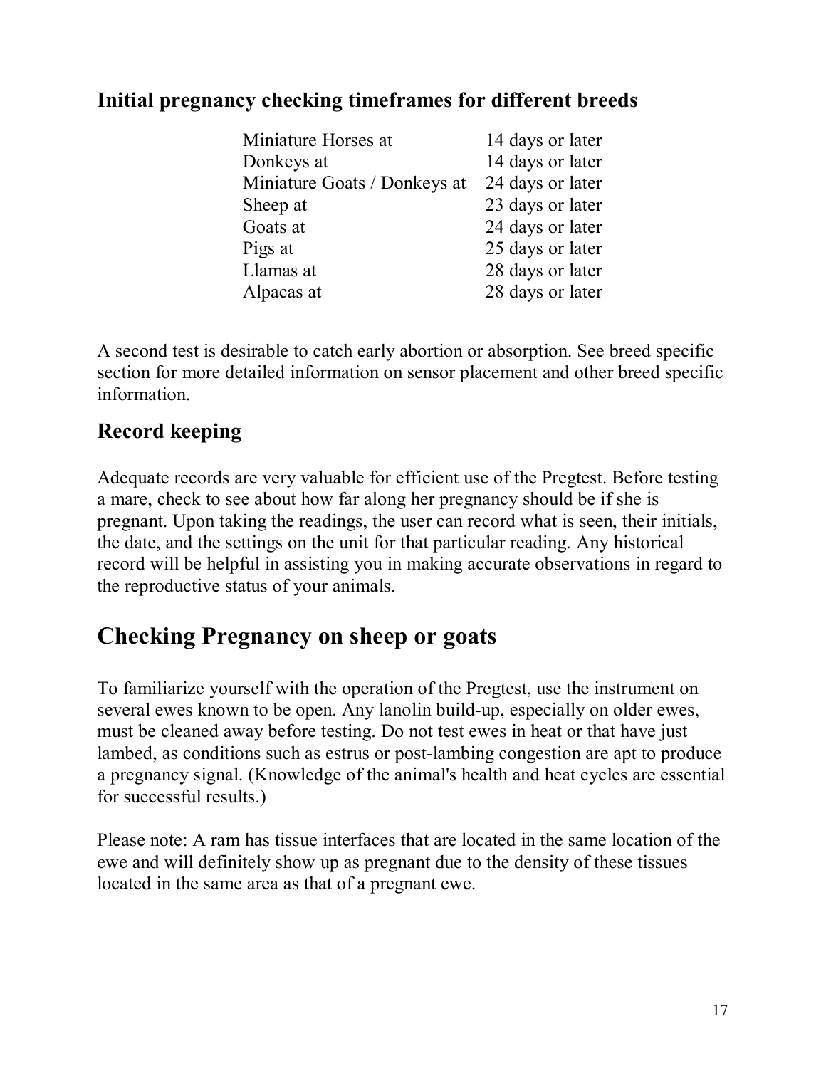### Initial pregnancy checking timeframes for different breeds

| | |
|---|---|
| Miniature Horses at | 14 days or later |
| Donkeys at | 14 days or later |
| Miniature Goats / Donkeys at | 24 days or later |
| Sheep at | 23 days or later |
| Goats at | 24 days or later |
| Pigs at | 25 days or later |
| Llamas at | 28 days or later |
| Alpacas at | 28 days or later |

A second test is desirable to catch early abortion or absorption. See breed specific section for more detailed information on sensor placement and other breed specific information.

### Record keeping

Adequate records are very valuable for efficient use of the Pregtest. Before testing a mare, check to see about how far along her pregnancy should be if she is pregnant. Upon taking the readings, the user can record what is seen, their initials, the date, and the settings on the unit for that particular reading. Any historical record will be helpful in assisting you in making accurate observations in regard to the reproductive status of your animals.

## Checking Pregnancy on sheep or goats

To familiarize yourself with the operation of the Pregtest, use the instrument on several ewes known to be open. Any lanolin build-up, especially on older ewes, must be cleaned away before testing. Do not test ewes in heat or that have just lambed, as conditions such as estrus or post-lambing congestion are apt to produce a pregnancy signal. (Knowledge of the animal's health and heat cycles are essential for successful results.)

Please note: A ram has tissue interfaces that are located in the same location of the ewe and will definitely show up as pregnant due to the density of these tissues located in the same area as that of a pregnant ewe.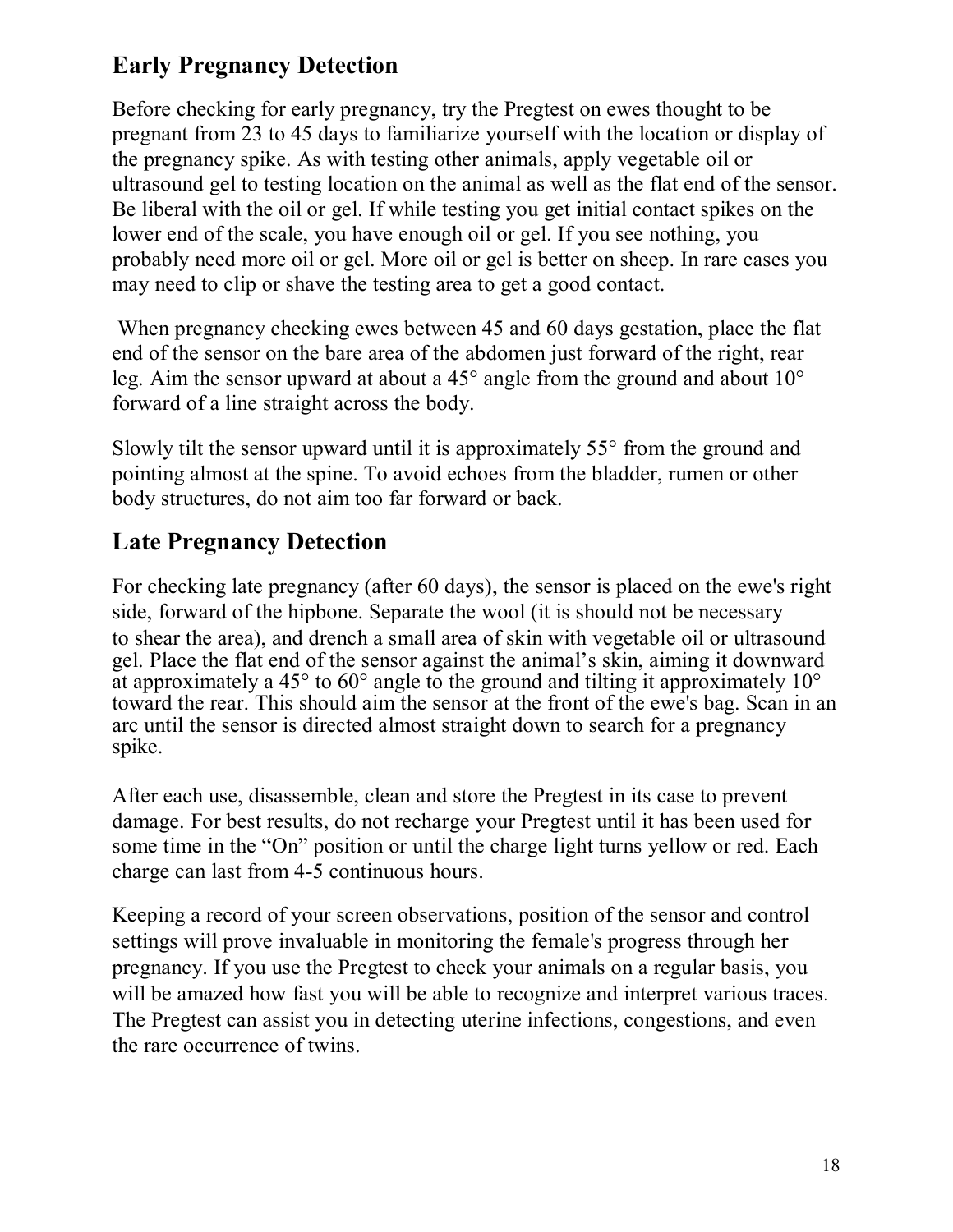## Early Pregnancy Detection

Before checking for early pregnancy, try the Pregtest on ewes thought to be pregnant from 23 to 45 days to familiarize yourself with the location or display of the pregnancy spike. As with testing other animals, apply vegetable oil or ultrasound gel to testing location on the animal as well as the flat end of the sensor. Be liberal with the oil or gel. If while testing you get initial contact spikes on the lower end of the scale, you have enough oil or gel. If you see nothing, you probably need more oil or gel. More oil or gel is better on sheep. In rare cases you may need to clip or shave the testing area to get a good contact.

When pregnancy checking ewes between 45 and 60 days gestation, place the flat end of the sensor on the bare area of the abdomen just forward of the right, rear leg. Aim the sensor upward at about a 45° angle from the ground and about 10° forward of a line straight across the body.

Slowly tilt the sensor upward until it is approximately 55° from the ground and pointing almost at the spine. To avoid echoes from the bladder, rumen or other body structures, do not aim too far forward or back.

## Late Pregnancy Detection

For checking late pregnancy (after 60 days), the sensor is placed on the ewe's right side, forward of the hipbone. Separate the wool (it is should not be necessary to shear the area), and drench a small area of skin with vegetable oil or ultrasound gel. Place the flat end of the sensor against the animal's skin, aiming it downward at approximately a 45° to 60° angle to the ground and tilting it approximately 10° toward the rear. This should aim the sensor at the front of the ewe's bag. Scan in an arc until the sensor is directed almost straight down to search for a pregnancy spike.

After each use, disassemble, clean and store the Pregtest in its case to prevent damage. For best results, do not recharge your Pregtest until it has been used for some time in the "On" position or until the charge light turns yellow or red. Each charge can last from 4-5 continuous hours.

Keeping a record of your screen observations, position of the sensor and control settings will prove invaluable in monitoring the female's progress through her pregnancy. If you use the Pregtest to check your animals on a regular basis, you will be amazed how fast you will be able to recognize and interpret various traces. The Pregtest can assist you in detecting uterine infections, congestions, and even the rare occurrence of twins.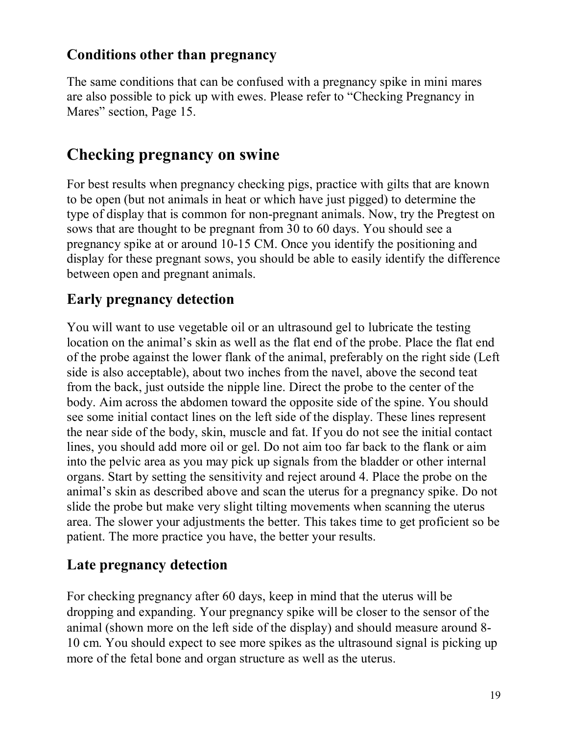### Conditions other than pregnancy

The same conditions that can be confused with a pregnancy spike in mini mares are also possible to pick up with ewes. Please refer to "Checking Pregnancy in Mares" section, Page 15.

## Checking pregnancy on swine

For best results when pregnancy checking pigs, practice with gilts that are known to be open (but not animals in heat or which have just pigged) to determine the type of display that is common for non-pregnant animals. Now, try the Pregtest on sows that are thought to be pregnant from 30 to 60 days. You should see a pregnancy spike at or around 10-15 CM. Once you identify the positioning and display for these pregnant sows, you should be able to easily identify the difference between open and pregnant animals.

### Early pregnancy detection

You will want to use vegetable oil or an ultrasound gel to lubricate the testing location on the animal's skin as well as the flat end of the probe. Place the flat end of the probe against the lower flank of the animal, preferably on the right side (Left side is also acceptable), about two inches from the navel, above the second teat from the back, just outside the nipple line. Direct the probe to the center of the body. Aim across the abdomen toward the opposite side of the spine. You should see some initial contact lines on the left side of the display. These lines represent the near side of the body, skin, muscle and fat. If you do not see the initial contact lines, you should add more oil or gel. Do not aim too far back to the flank or aim into the pelvic area as you may pick up signals from the bladder or other internal organs. Start by setting the sensitivity and reject around 4. Place the probe on the animal's skin as described above and scan the uterus for a pregnancy spike. Do not slide the probe but make very slight tilting movements when scanning the uterus area. The slower your adjustments the better. This takes time to get proficient so be patient. The more practice you have, the better your results.

### Late pregnancy detection

For checking pregnancy after 60 days, keep in mind that the uterus will be dropping and expanding. Your pregnancy spike will be closer to the sensor of the animal (shown more on the left side of the display) and should measure around 8-10 cm. You should expect to see more spikes as the ultrasound signal is picking up more of the fetal bone and organ structure as well as the uterus.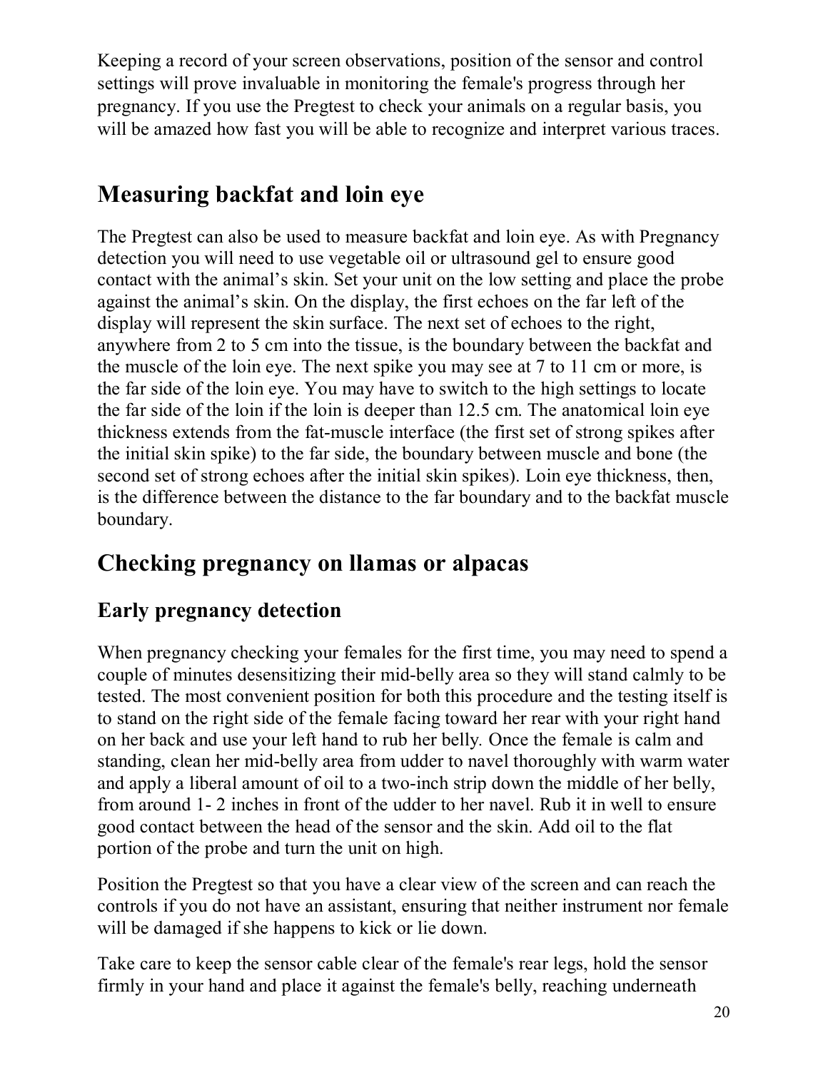Keeping a record of your screen observations, position of the sensor and control settings will prove invaluable in monitoring the female's progress through her pregnancy. If you use the Pregtest to check your animals on a regular basis, you will be amazed how fast you will be able to recognize and interpret various traces.

## Measuring backfat and loin eye

The Pregtest can also be used to measure backfat and loin eye. As with Pregnancy detection you will need to use vegetable oil or ultrasound gel to ensure good contact with the animal's skin. Set your unit on the low setting and place the probe against the animal's skin. On the display, the first echoes on the far left of the display will represent the skin surface. The next set of echoes to the right, anywhere from 2 to 5 cm into the tissue, is the boundary between the backfat and the muscle of the loin eye. The next spike you may see at 7 to 11 cm or more, is the far side of the loin eye. You may have to switch to the high settings to locate the far side of the loin if the loin is deeper than 12.5 cm. The anatomical loin eye thickness extends from the fat-muscle interface (the first set of strong spikes after the initial skin spike) to the far side, the boundary between muscle and bone (the second set of strong echoes after the initial skin spikes). Loin eye thickness, then, is the difference between the distance to the far boundary and to the backfat muscle boundary.

## Checking pregnancy on llamas or alpacas

### Early pregnancy detection

When pregnancy checking your females for the first time, you may need to spend a couple of minutes desensitizing their mid-belly area so they will stand calmly to be tested. The most convenient position for both this procedure and the testing itself is to stand on the right side of the female facing toward her rear with your right hand on her back and use your left hand to rub her belly. Once the female is calm and standing, clean her mid-belly area from udder to navel thoroughly with warm water and apply a liberal amount of oil to a two-inch strip down the middle of her belly, from around 1- 2 inches in front of the udder to her navel. Rub it in well to ensure good contact between the head of the sensor and the skin. Add oil to the flat portion of the probe and turn the unit on high.

Position the Pregtest so that you have a clear view of the screen and can reach the controls if you do not have an assistant, ensuring that neither instrument nor female will be damaged if she happens to kick or lie down.

Take care to keep the sensor cable clear of the female's rear legs, hold the sensor firmly in your hand and place it against the female's belly, reaching underneath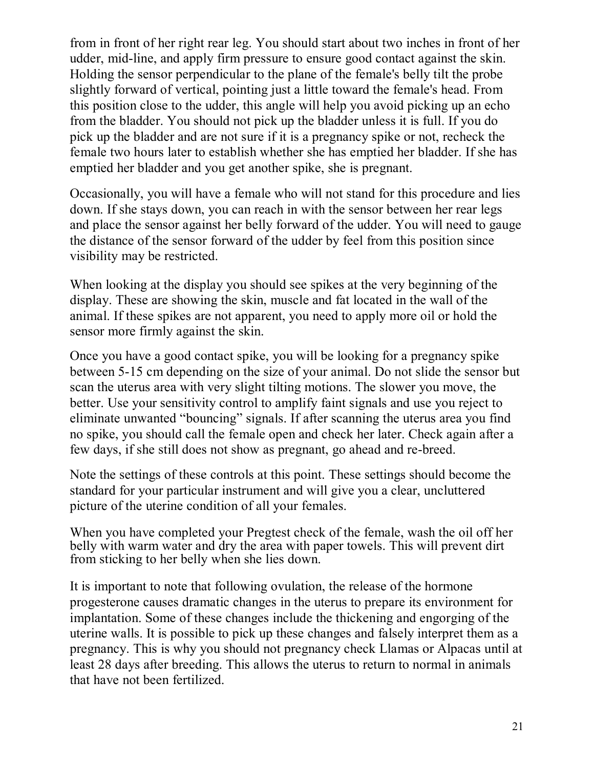from in front of her right rear leg. You should start about two inches in front of her udder, mid-line, and apply firm pressure to ensure good contact against the skin. Holding the sensor perpendicular to the plane of the female's belly tilt the probe slightly forward of vertical, pointing just a little toward the female's head. From this position close to the udder, this angle will help you avoid picking up an echo from the bladder. You should not pick up the bladder unless it is full. If you do pick up the bladder and are not sure if it is a pregnancy spike or not, recheck the female two hours later to establish whether she has emptied her bladder. If she has emptied her bladder and you get another spike, she is pregnant.

Occasionally, you will have a female who will not stand for this procedure and lies down. If she stays down, you can reach in with the sensor between her rear legs and place the sensor against her belly forward of the udder. You will need to gauge the distance of the sensor forward of the udder by feel from this position since visibility may be restricted.

When looking at the display you should see spikes at the very beginning of the display. These are showing the skin, muscle and fat located in the wall of the animal. If these spikes are not apparent, you need to apply more oil or hold the sensor more firmly against the skin.

Once you have a good contact spike, you will be looking for a pregnancy spike between 5-15 cm depending on the size of your animal. Do not slide the sensor but scan the uterus area with very slight tilting motions. The slower you move, the better. Use your sensitivity control to amplify faint signals and use you reject to eliminate unwanted "bouncing" signals. If after scanning the uterus area you find no spike, you should call the female open and check her later. Check again after a few days, if she still does not show as pregnant, go ahead and re-breed.

Note the settings of these controls at this point. These settings should become the standard for your particular instrument and will give you a clear, uncluttered picture of the uterine condition of all your females.

When you have completed your Pregtest check of the female, wash the oil off her belly with warm water and dry the area with paper towels. This will prevent dirt from sticking to her belly when she lies down.

It is important to note that following ovulation, the release of the hormone progesterone causes dramatic changes in the uterus to prepare its environment for implantation. Some of these changes include the thickening and engorging of the uterine walls. It is possible to pick up these changes and falsely interpret them as a pregnancy. This is why you should not pregnancy check Llamas or Alpacas until at least 28 days after breeding. This allows the uterus to return to normal in animals that have not been fertilized.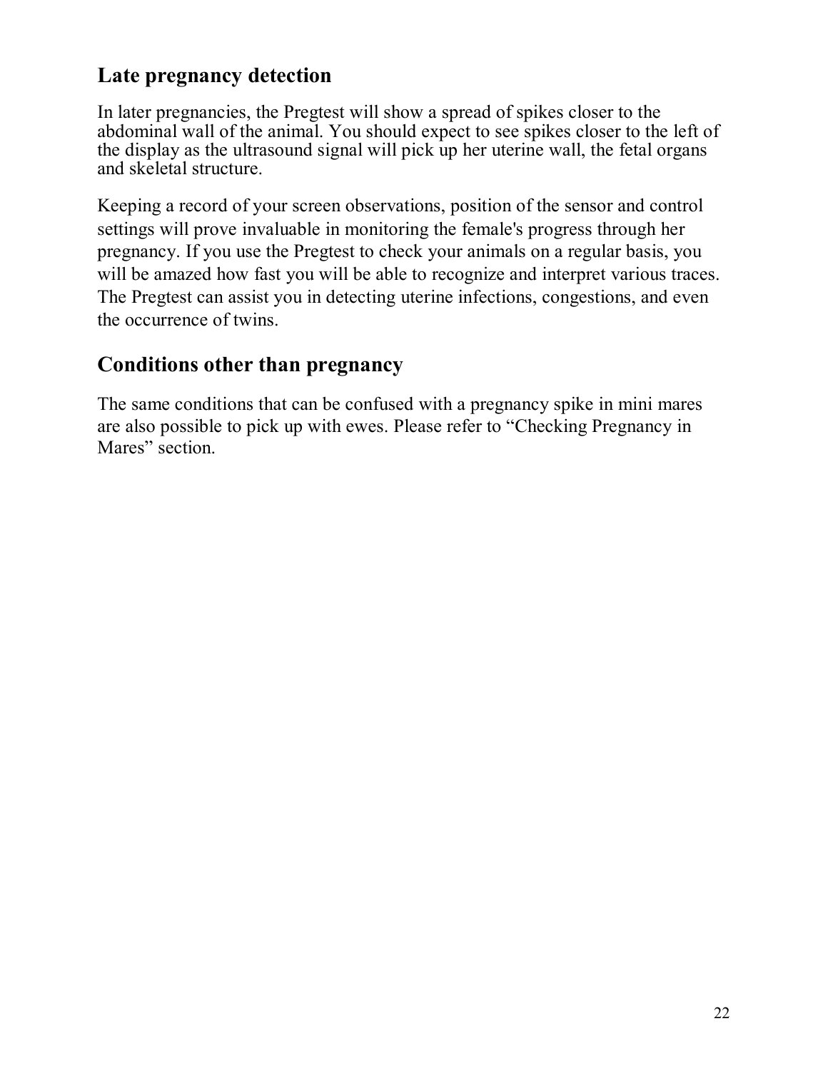## Late pregnancy detection

In later pregnancies, the Pregtest will show a spread of spikes closer to the abdominal wall of the animal. You should expect to see spikes closer to the left of the display as the ultrasound signal will pick up her uterine wall, the fetal organs and skeletal structure.

Keeping a record of your screen observations, position of the sensor and control settings will prove invaluable in monitoring the female's progress through her pregnancy. If you use the Pregtest to check your animals on a regular basis, you will be amazed how fast you will be able to recognize and interpret various traces. The Pregtest can assist you in detecting uterine infections, congestions, and even the occurrence of twins.

## Conditions other than pregnancy

The same conditions that can be confused with a pregnancy spike in mini mares are also possible to pick up with ewes. Please refer to "Checking Pregnancy in Mares" section.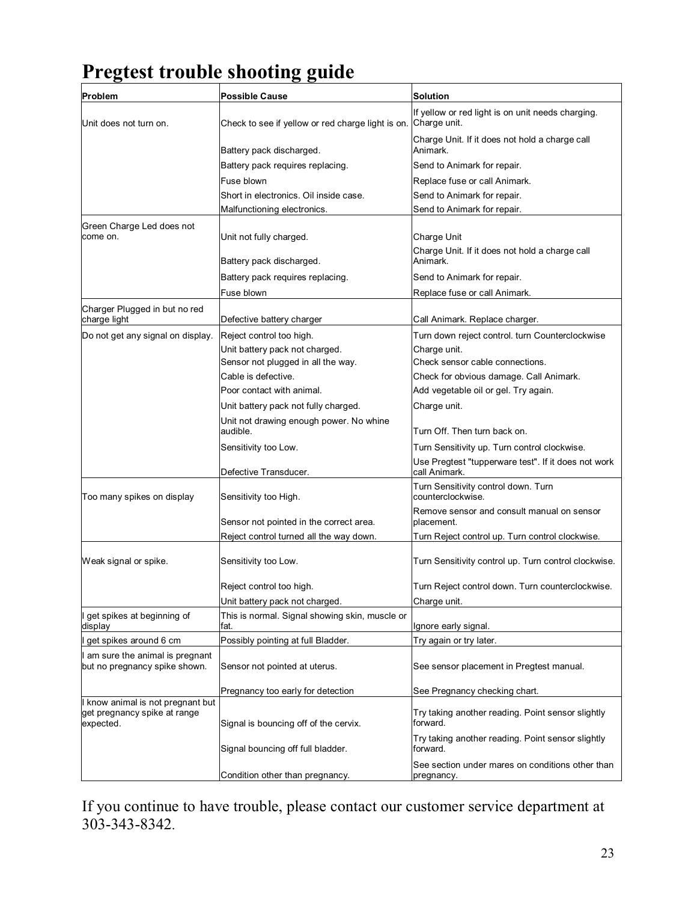# Pregtest trouble shooting guide

| Problem | Possible Cause | Solution |
|---|---|---|
| Unit does not turn on. | Check to see if yellow or red charge light is on. | If yellow or red light is on unit needs charging. Charge unit. |
| | Battery pack discharged. | Charge Unit. If it does not hold a charge call Animark. |
| | Battery pack requires replacing. | Send to Animark for repair. |
| | Fuse blown | Replace fuse or call Animark. |
| | Short in electronics. Oil inside case. | Send to Animark for repair. |
| | Malfunctioning electronics. | Send to Animark for repair. |
| Green Charge Led does not come on. | Unit not fully charged. | Charge Unit |
| | Battery pack discharged. | Charge Unit. If it does not hold a charge call Animark. |
| | Battery pack requires replacing. | Send to Animark for repair. |
| | Fuse blown | Replace fuse or call Animark. |
| Charger Plugged in but no red charge light | Defective battery charger | Call Animark. Replace charger. |
| Do not get any signal on display. | Reject control too high. | Turn down reject control. turn Counterclockwise |
| | Unit battery pack not charged. | Charge unit. |
| | Sensor not plugged in all the way. | Check sensor cable connections. |
| | Cable is defective. | Check for obvious damage. Call Animark. |
| | Poor contact with animal. | Add vegetable oil or gel. Try again. |
| | Unit battery pack not fully charged. | Charge unit. |
| | Unit not drawing enough power. No whine audible. | Turn Off. Then turn back on. |
| | Sensitivity too Low. | Turn Sensitivity up. Turn control clockwise. |
| | Defective Transducer. | Use Pregtest "tupperware test". If it does not work call Animark. |
| Too many spikes on display | Sensitivity too High. | Turn Sensitivity control down. Turn counterclockwise. |
| | Sensor not pointed in the correct area. | Remove sensor and consult manual on sensor placement. |
| | Reject control turned all the way down. | Turn Reject control up. Turn control clockwise. |
| Weak signal or spike. | Sensitivity too Low. | Turn Sensitivity control up. Turn control clockwise. |
| | Reject control too high. | Turn Reject control down. Turn counterclockwise. |
| | Unit battery pack not charged. | Charge unit. |
| I get spikes at beginning of display | This is normal. Signal showing skin, muscle or fat. | Ignore early signal. |
| I get spikes around 6 cm | Possibly pointing at full Bladder. | Try again or try later. |
| I am sure the animal is pregnant but no pregnancy spike shown. | Sensor not pointed at uterus. | See sensor placement in Pregtest manual. |
| | Pregnancy too early for detection | See Pregnancy checking chart. |
| I know animal is not pregnant but get pregnancy spike at range expected. | Signal is bouncing off of the cervix. | Try taking another reading. Point sensor slightly forward. |
| | Signal bouncing off full bladder. | Try taking another reading. Point sensor slightly forward. |
| | Condition other than pregnancy. | See section under mares on conditions other than pregnancy. |

If you continue to have trouble, please contact our customer service department at 303-343-8342.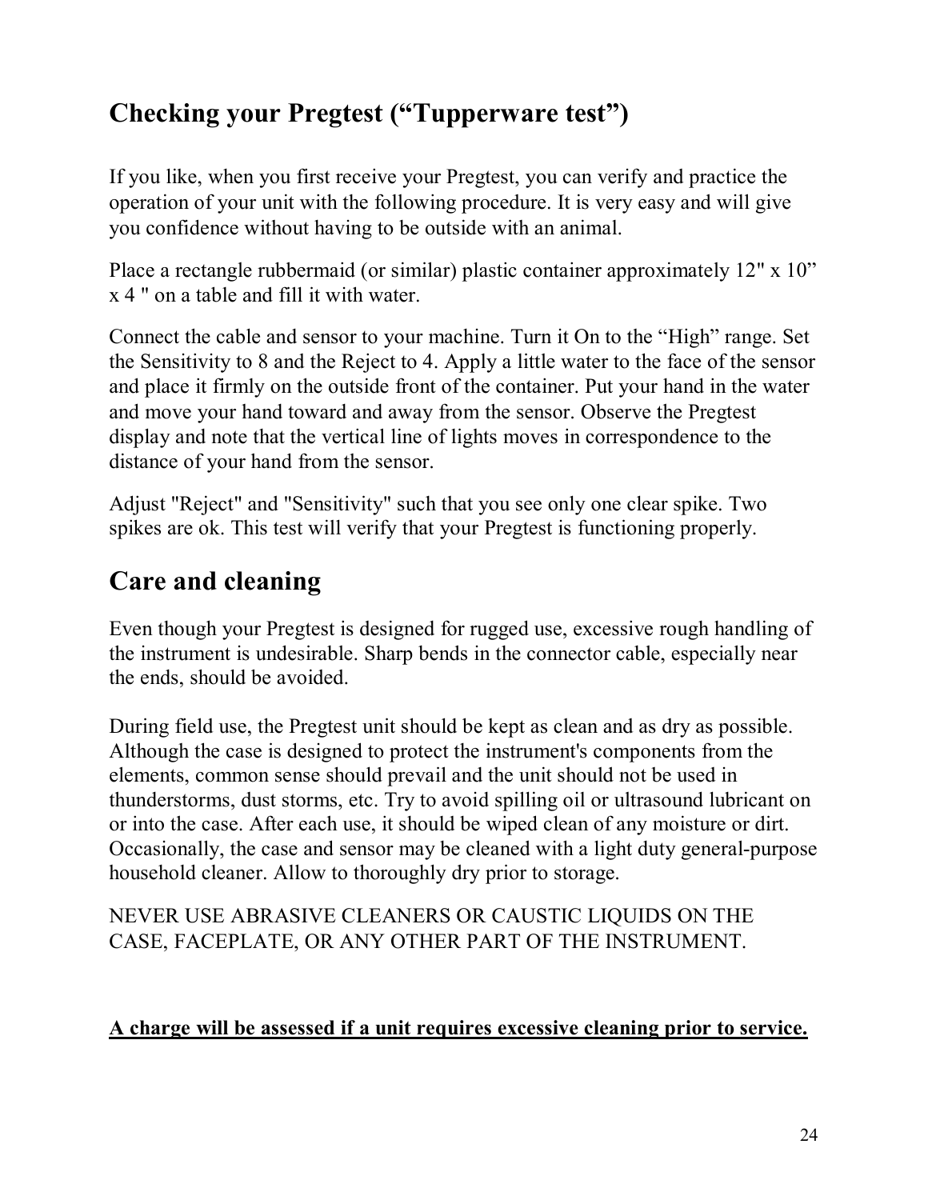## Checking your Pregtest ("Tupperware test")

If you like, when you first receive your Pregtest, you can verify and practice the operation of your unit with the following procedure. It is very easy and will give you confidence without having to be outside with an animal.

Place a rectangle rubbermaid (or similar) plastic container approximately 12" x 10" x 4 " on a table and fill it with water.

Connect the cable and sensor to your machine. Turn it On to the "High" range. Set the Sensitivity to 8 and the Reject to 4. Apply a little water to the face of the sensor and place it firmly on the outside front of the container. Put your hand in the water and move your hand toward and away from the sensor. Observe the Pregtest display and note that the vertical line of lights moves in correspondence to the distance of your hand from the sensor.

Adjust "Reject" and "Sensitivity" such that you see only one clear spike. Two spikes are ok. This test will verify that your Pregtest is functioning properly.

## Care and cleaning

Even though your Pregtest is designed for rugged use, excessive rough handling of the instrument is undesirable. Sharp bends in the connector cable, especially near the ends, should be avoided.

During field use, the Pregtest unit should be kept as clean and as dry as possible. Although the case is designed to protect the instrument's components from the elements, common sense should prevail and the unit should not be used in thunderstorms, dust storms, etc. Try to avoid spilling oil or ultrasound lubricant on or into the case. After each use, it should be wiped clean of any moisture or dirt. Occasionally, the case and sensor may be cleaned with a light duty general-purpose household cleaner. Allow to thoroughly dry prior to storage.

NEVER USE ABRASIVE CLEANERS OR CAUSTIC LIQUIDS ON THE CASE, FACEPLATE, OR ANY OTHER PART OF THE INSTRUMENT.

<u>**A charge will be assessed if a unit requires excessive cleaning prior to service.**</u>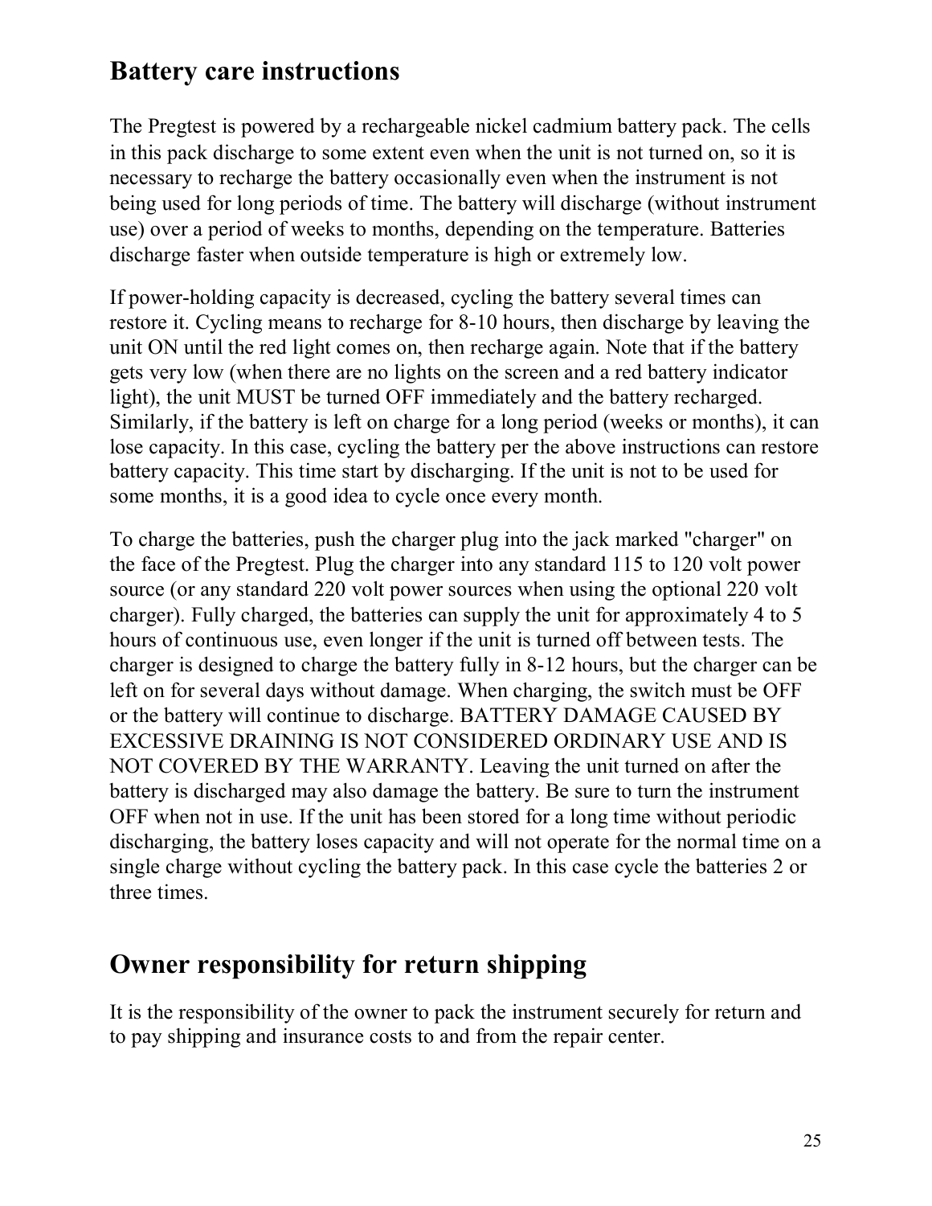## Battery care instructions

The Pregtest is powered by a rechargeable nickel cadmium battery pack. The cells in this pack discharge to some extent even when the unit is not turned on, so it is necessary to recharge the battery occasionally even when the instrument is not being used for long periods of time. The battery will discharge (without instrument use) over a period of weeks to months, depending on the temperature. Batteries discharge faster when outside temperature is high or extremely low.

If power-holding capacity is decreased, cycling the battery several times can restore it. Cycling means to recharge for 8-10 hours, then discharge by leaving the unit ON until the red light comes on, then recharge again. Note that if the battery gets very low (when there are no lights on the screen and a red battery indicator light), the unit MUST be turned OFF immediately and the battery recharged. Similarly, if the battery is left on charge for a long period (weeks or months), it can lose capacity. In this case, cycling the battery per the above instructions can restore battery capacity. This time start by discharging. If the unit is not to be used for some months, it is a good idea to cycle once every month.

To charge the batteries, push the charger plug into the jack marked "charger" on the face of the Pregtest. Plug the charger into any standard 115 to 120 volt power source (or any standard 220 volt power sources when using the optional 220 volt charger). Fully charged, the batteries can supply the unit for approximately 4 to 5 hours of continuous use, even longer if the unit is turned off between tests. The charger is designed to charge the battery fully in 8-12 hours, but the charger can be left on for several days without damage. When charging, the switch must be OFF or the battery will continue to discharge. BATTERY DAMAGE CAUSED BY EXCESSIVE DRAINING IS NOT CONSIDERED ORDINARY USE AND IS NOT COVERED BY THE WARRANTY. Leaving the unit turned on after the battery is discharged may also damage the battery. Be sure to turn the instrument OFF when not in use. If the unit has been stored for a long time without periodic discharging, the battery loses capacity and will not operate for the normal time on a single charge without cycling the battery pack. In this case cycle the batteries 2 or three times.

## Owner responsibility for return shipping

It is the responsibility of the owner to pack the instrument securely for return and to pay shipping and insurance costs to and from the repair center.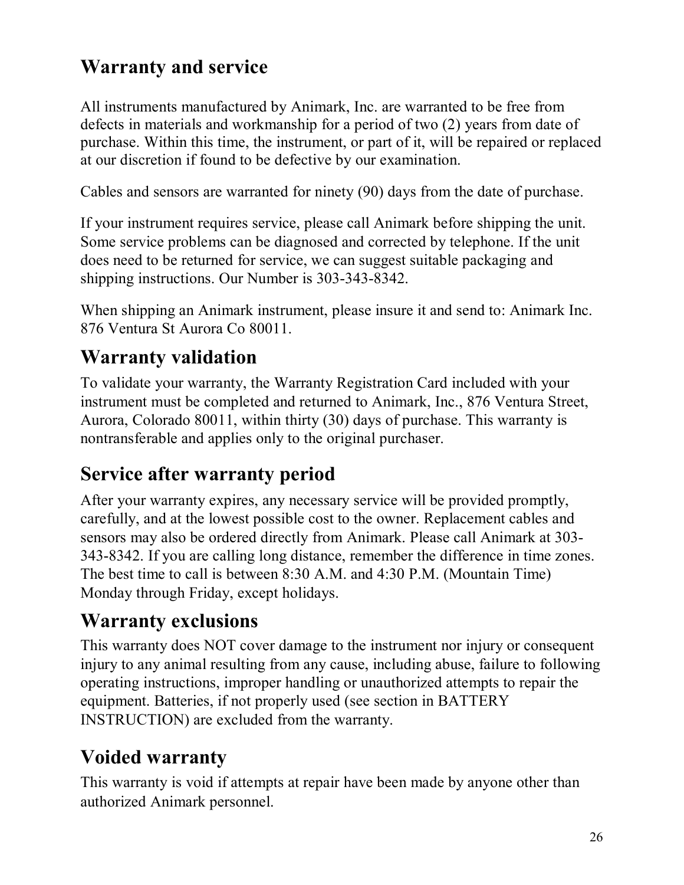## Warranty and service

All instruments manufactured by Animark, Inc. are warranted to be free from defects in materials and workmanship for a period of two (2) years from date of purchase. Within this time, the instrument, or part of it, will be repaired or replaced at our discretion if found to be defective by our examination.

Cables and sensors are warranted for ninety (90) days from the date of purchase.

If your instrument requires service, please call Animark before shipping the unit. Some service problems can be diagnosed and corrected by telephone. If the unit does need to be returned for service, we can suggest suitable packaging and shipping instructions. Our Number is 303-343-8342.

When shipping an Animark instrument, please insure it and send to: Animark Inc. 876 Ventura St Aurora Co 80011.

## Warranty validation

To validate your warranty, the Warranty Registration Card included with your instrument must be completed and returned to Animark, Inc., 876 Ventura Street, Aurora, Colorado 80011, within thirty (30) days of purchase. This warranty is nontransferable and applies only to the original purchaser.

## Service after warranty period

After your warranty expires, any necessary service will be provided promptly, carefully, and at the lowest possible cost to the owner. Replacement cables and sensors may also be ordered directly from Animark. Please call Animark at 303-343-8342. If you are calling long distance, remember the difference in time zones. The best time to call is between 8:30 A.M. and 4:30 P.M. (Mountain Time) Monday through Friday, except holidays.

## Warranty exclusions

This warranty does NOT cover damage to the instrument nor injury or consequent injury to any animal resulting from any cause, including abuse, failure to following operating instructions, improper handling or unauthorized attempts to repair the equipment. Batteries, if not properly used (see section in BATTERY INSTRUCTION) are excluded from the warranty.

## Voided warranty

This warranty is void if attempts at repair have been made by anyone other than authorized Animark personnel.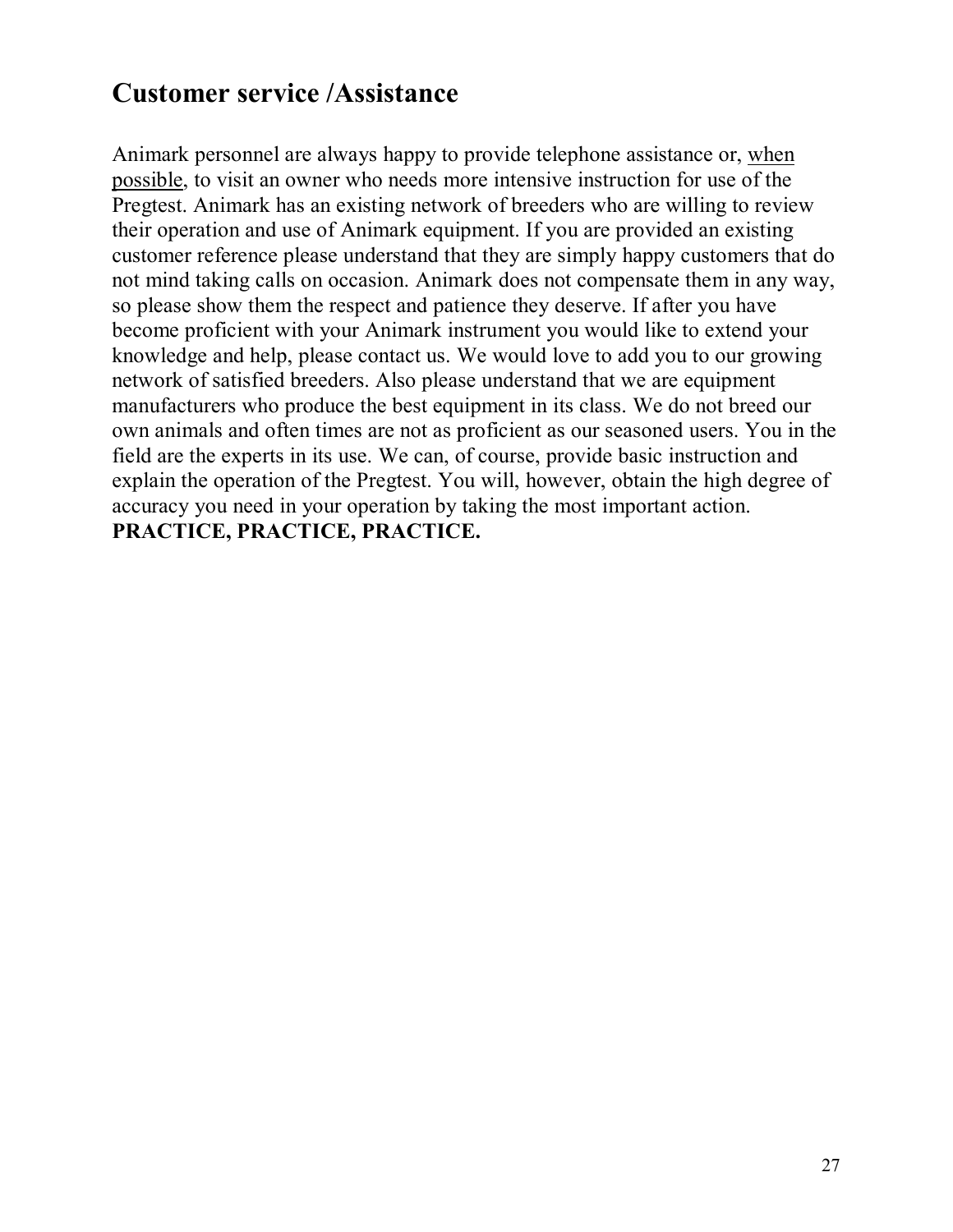## Customer service /Assistance

Animark personnel are always happy to provide telephone assistance or, <u>when possible</u>, to visit an owner who needs more intensive instruction for use of the Pregtest. Animark has an existing network of breeders who are willing to review their operation and use of Animark equipment. If you are provided an existing customer reference please understand that they are simply happy customers that do not mind taking calls on occasion. Animark does not compensate them in any way, so please show them the respect and patience they deserve. If after you have become proficient with your Animark instrument you would like to extend your knowledge and help, please contact us. We would love to add you to our growing network of satisfied breeders. Also please understand that we are equipment manufacturers who produce the best equipment in its class. We do not breed our own animals and often times are not as proficient as our seasoned users. You in the field are the experts in its use. We can, of course, provide basic instruction and explain the operation of the Pregtest. You will, however, obtain the high degree of accuracy you need in your operation by taking the most important action. **PRACTICE, PRACTICE, PRACTICE.**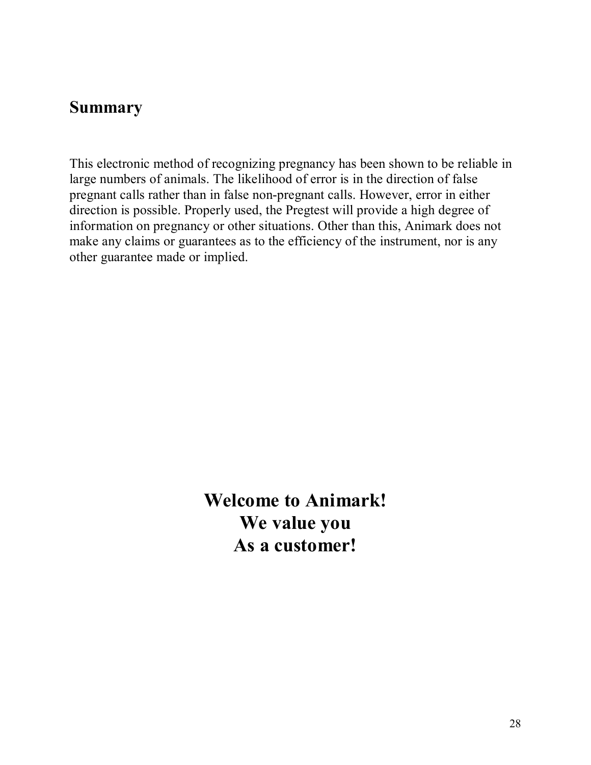## Summary

This electronic method of recognizing pregnancy has been shown to be reliable in large numbers of animals. The likelihood of error is in the direction of false pregnant calls rather than in false non-pregnant calls. However, error in either direction is possible. Properly used, the Pregtest will provide a high degree of information on pregnancy or other situations. Other than this, Animark does not make any claims or guarantees as to the efficiency of the instrument, nor is any other guarantee made or implied.

**Welcome to Animark!**
**We value you**
**As a customer!**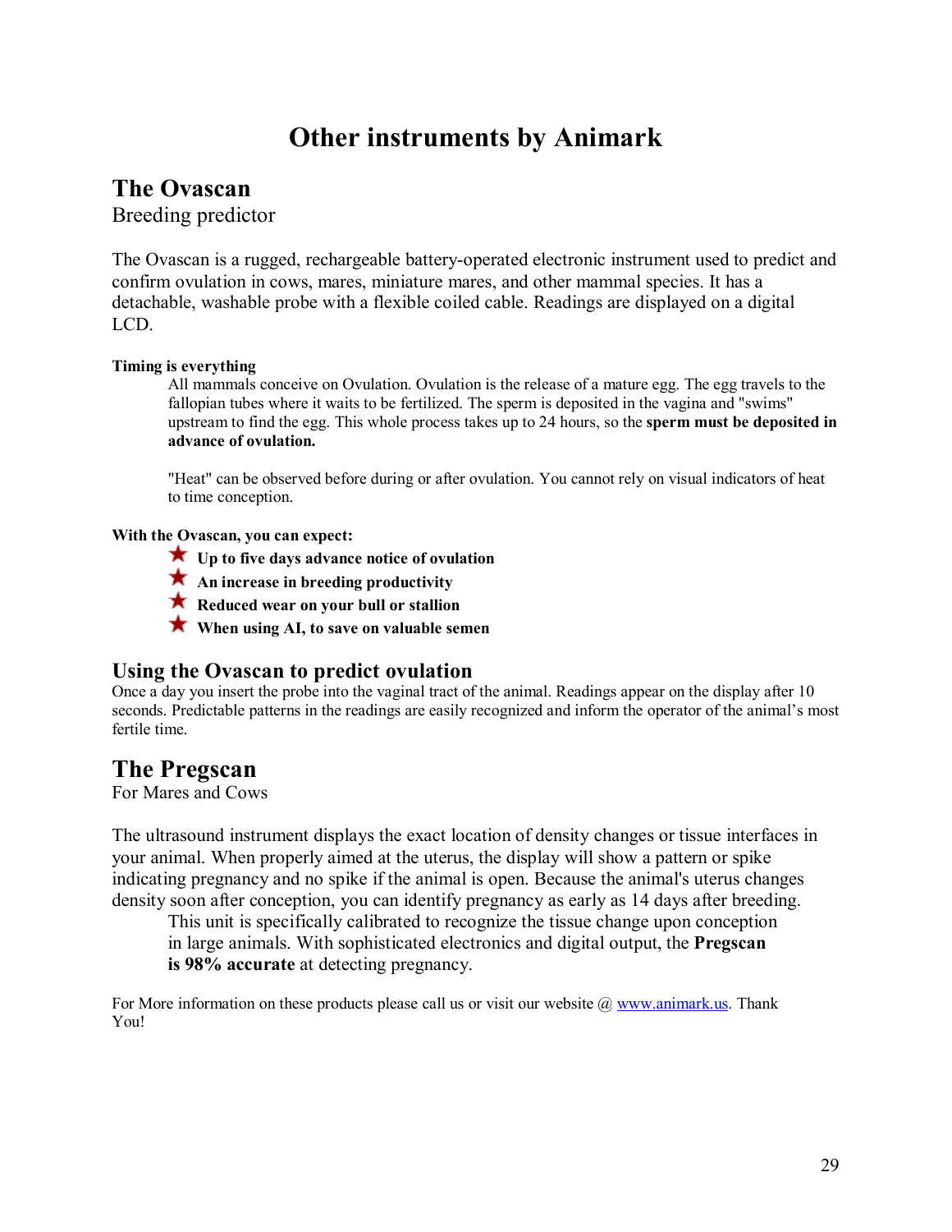# Other instruments by Animark

## The Ovascan

Breeding predictor

The Ovascan is a rugged, rechargeable battery-operated electronic instrument used to predict and confirm ovulation in cows, mares, miniature mares, and other mammal species. It has a detachable, washable probe with a flexible coiled cable. Readings are displayed on a digital LCD.

**Timing is everything**

All mammals conceive on Ovulation. Ovulation is the release of a mature egg. The egg travels to the fallopian tubes where it waits to be fertilized. The sperm is deposited in the vagina and "swims" upstream to find the egg. This whole process takes up to 24 hours, so the **sperm must be deposited in advance of ovulation.**

"Heat" can be observed before during or after ovulation. You cannot rely on visual indicators of heat to time conception.

**With the Ovascan, you can expect:**

- **Up to five days advance notice of ovulation**
- **An increase in breeding productivity**
- **Reduced wear on your bull or stallion**
- **When using AI, to save on valuable semen**

### Using the Ovascan to predict ovulation

Once a day you insert the probe into the vaginal tract of the animal. Readings appear on the display after 10 seconds. Predictable patterns in the readings are easily recognized and inform the operator of the animal's most fertile time.

## The Pregscan

For Mares and Cows

The ultrasound instrument displays the exact location of density changes or tissue interfaces in your animal. When properly aimed at the uterus, the display will show a pattern or spike indicating pregnancy and no spike if the animal is open. Because the animal's uterus changes density soon after conception, you can identify pregnancy as early as 14 days after breeding.

This unit is specifically calibrated to recognize the tissue change upon conception in large animals. With sophisticated electronics and digital output, the **Pregscan is 98% accurate** at detecting pregnancy.

For More information on these products please call us or visit our website @ [www.animark.us](http://www.animark.us). Thank You!